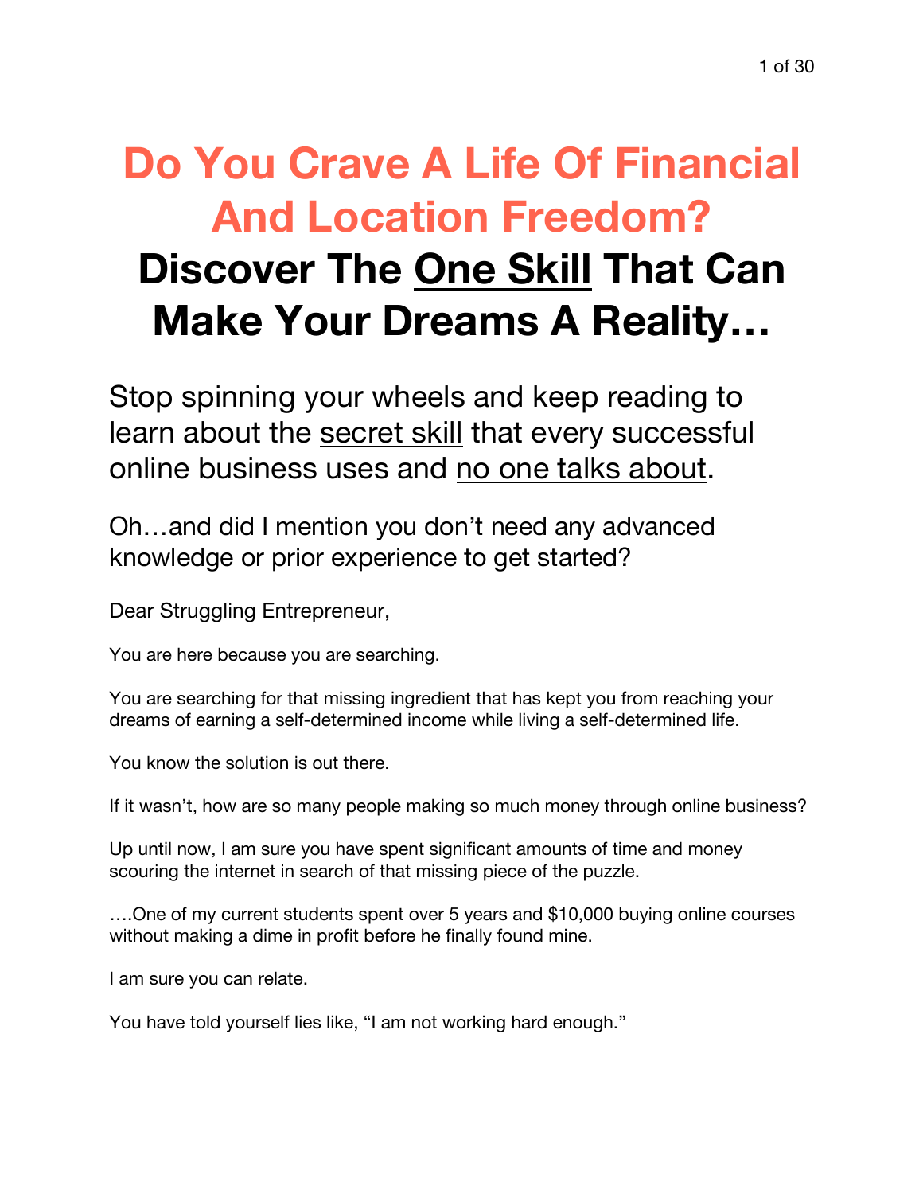# Do You Crave A Life Of Financial And Location Freedom?

# Discover The <u>One Skill</u> That Can Make Your Dreams A Reality…

## Stop spinning your wheels and keep reading to learn about the <u>secret skill</u> that every successful online business uses and <u>no one talks about</u>.

### Oh…and did I mention you don't need any advanced knowledge or prior experience to get started?

Dear Struggling Entrepreneur,

You are here because you are searching.

You are searching for that missing ingredient that has kept you from reaching your dreams of earning a self-determined income while living a self-determined life.

You know the solution is out there.

If it wasn't, how are so many people making so much money through online business?

Up until now, I am sure you have spent significant amounts of time and money scouring the internet in search of that missing piece of the puzzle.

….One of my current students spent over 5 years and $10,000 buying online courses without making a dime in profit before he finally found mine.

I am sure you can relate.

You have told yourself lies like, "I am not working hard enough."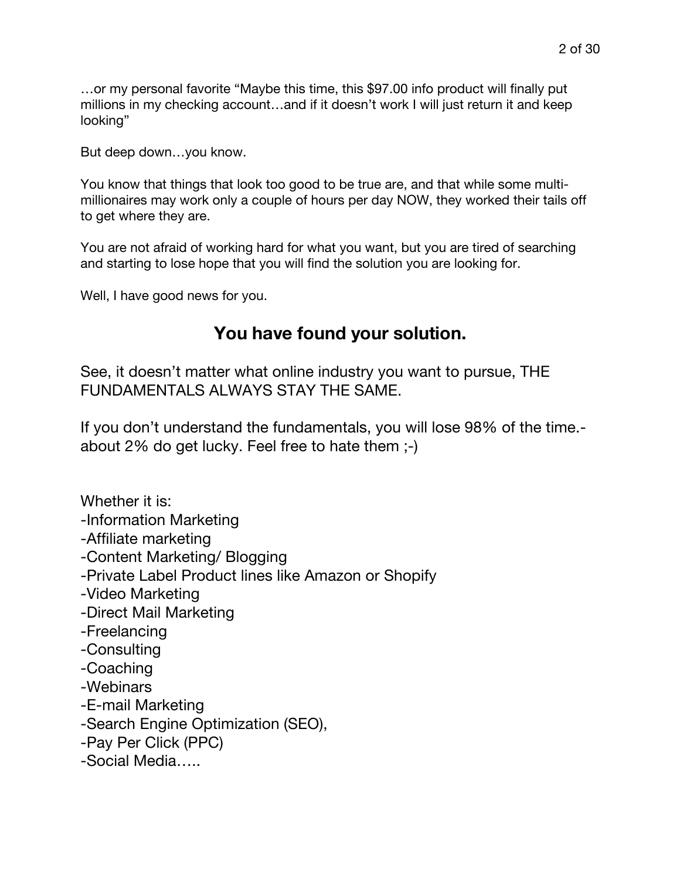…or my personal favorite "Maybe this time, this $97.00 info product will finally put millions in my checking account…and if it doesn't work I will just return it and keep looking"

But deep down…you know.

You know that things that look too good to be true are, and that while some multi-millionaires may work only a couple of hours per day NOW, they worked their tails off to get where they are.

You are not afraid of working hard for what you want, but you are tired of searching and starting to lose hope that you will find the solution you are looking for.

Well, I have good news for you.

## You have found your solution.

See, it doesn't matter what online industry you want to pursue, THE FUNDAMENTALS ALWAYS STAY THE SAME.

If you don't understand the fundamentals, you will lose 98% of the time.- about 2% do get lucky. Feel free to hate them ;-)

Whether it is:
-Information Marketing
-Affiliate marketing
-Content Marketing/ Blogging
-Private Label Product lines like Amazon or Shopify
-Video Marketing
-Direct Mail Marketing
-Freelancing
-Consulting
-Coaching
-Webinars
-E-mail Marketing
-Search Engine Optimization (SEO),
-Pay Per Click (PPC)
-Social Media…..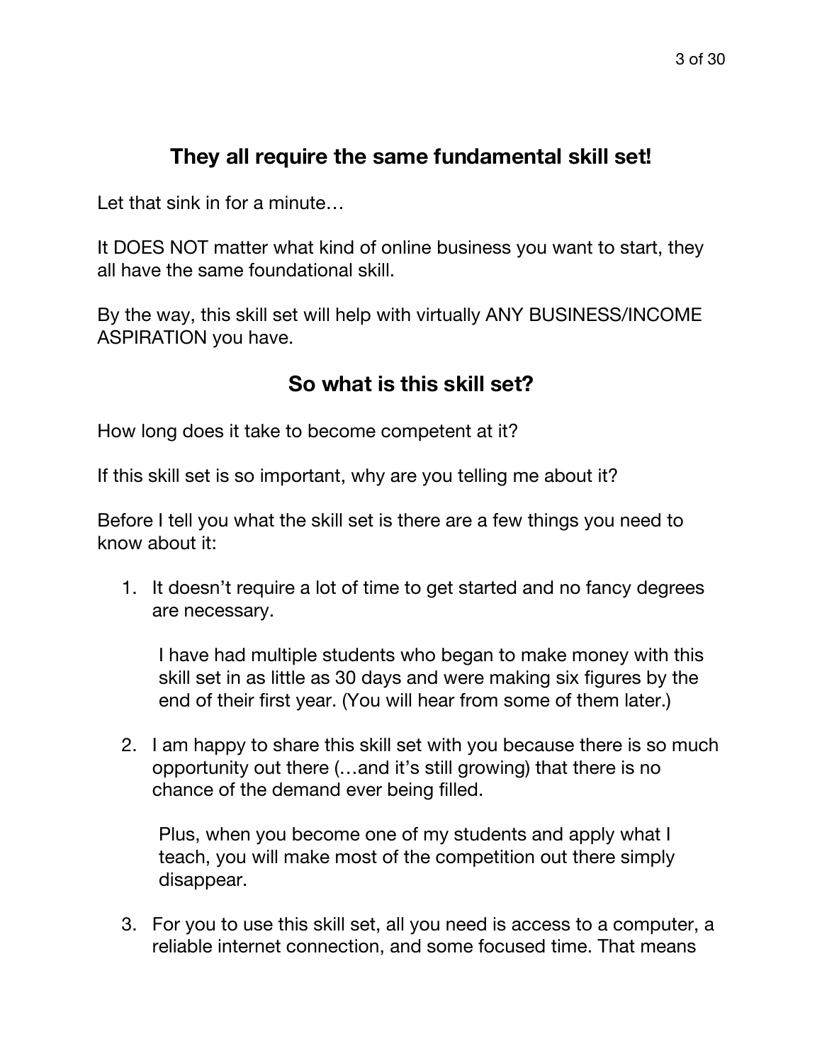## They all require the same fundamental skill set!

Let that sink in for a minute…

It DOES NOT matter what kind of online business you want to start, they all have the same foundational skill.

By the way, this skill set will help with virtually ANY BUSINESS/INCOME ASPIRATION you have.

## So what is this skill set?

How long does it take to become competent at it?

If this skill set is so important, why are you telling me about it?

Before I tell you what the skill set is there are a few things you need to know about it:

1. It doesn't require a lot of time to get started and no fancy degrees are necessary.

   I have had multiple students who began to make money with this skill set in as little as 30 days and were making six figures by the end of their first year. (You will hear from some of them later.)

2. I am happy to share this skill set with you because there is so much opportunity out there (…and it's still growing) that there is no chance of the demand ever being filled.

   Plus, when you become one of my students and apply what I teach, you will make most of the competition out there simply disappear.

3. For you to use this skill set, all you need is access to a computer, a reliable internet connection, and some focused time. That means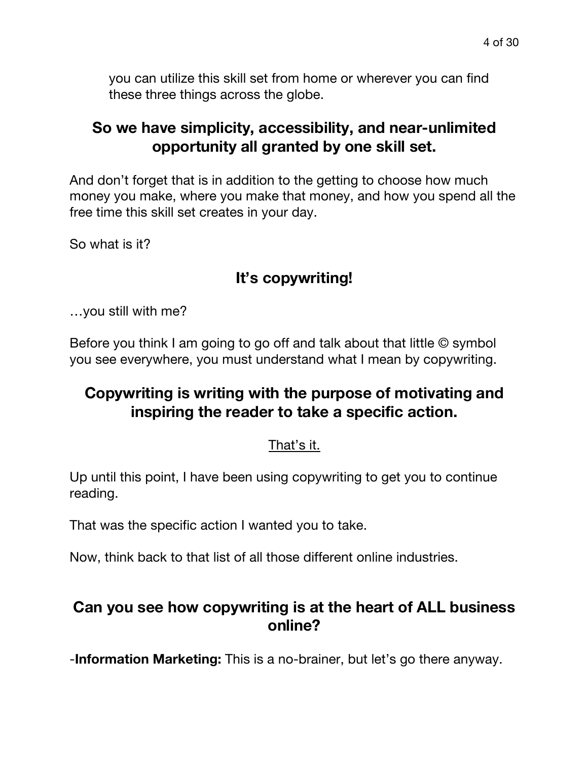you can utilize this skill set from home or wherever you can find these three things across the globe.

## So we have simplicity, accessibility, and near-unlimited opportunity all granted by one skill set.

And don't forget that is in addition to the getting to choose how much money you make, where you make that money, and how you spend all the free time this skill set creates in your day.

So what is it?

## It's copywriting!

…you still with me?

Before you think I am going to go off and talk about that little © symbol you see everywhere, you must understand what I mean by copywriting.

## Copywriting is writing with the purpose of motivating and inspiring the reader to take a specific action.

<u>That's it.</u>

Up until this point, I have been using copywriting to get you to continue reading.

That was the specific action I wanted you to take.

Now, think back to that list of all those different online industries.

## Can you see how copywriting is at the heart of ALL business online?

-**Information Marketing:** This is a no-brainer, but let's go there anyway.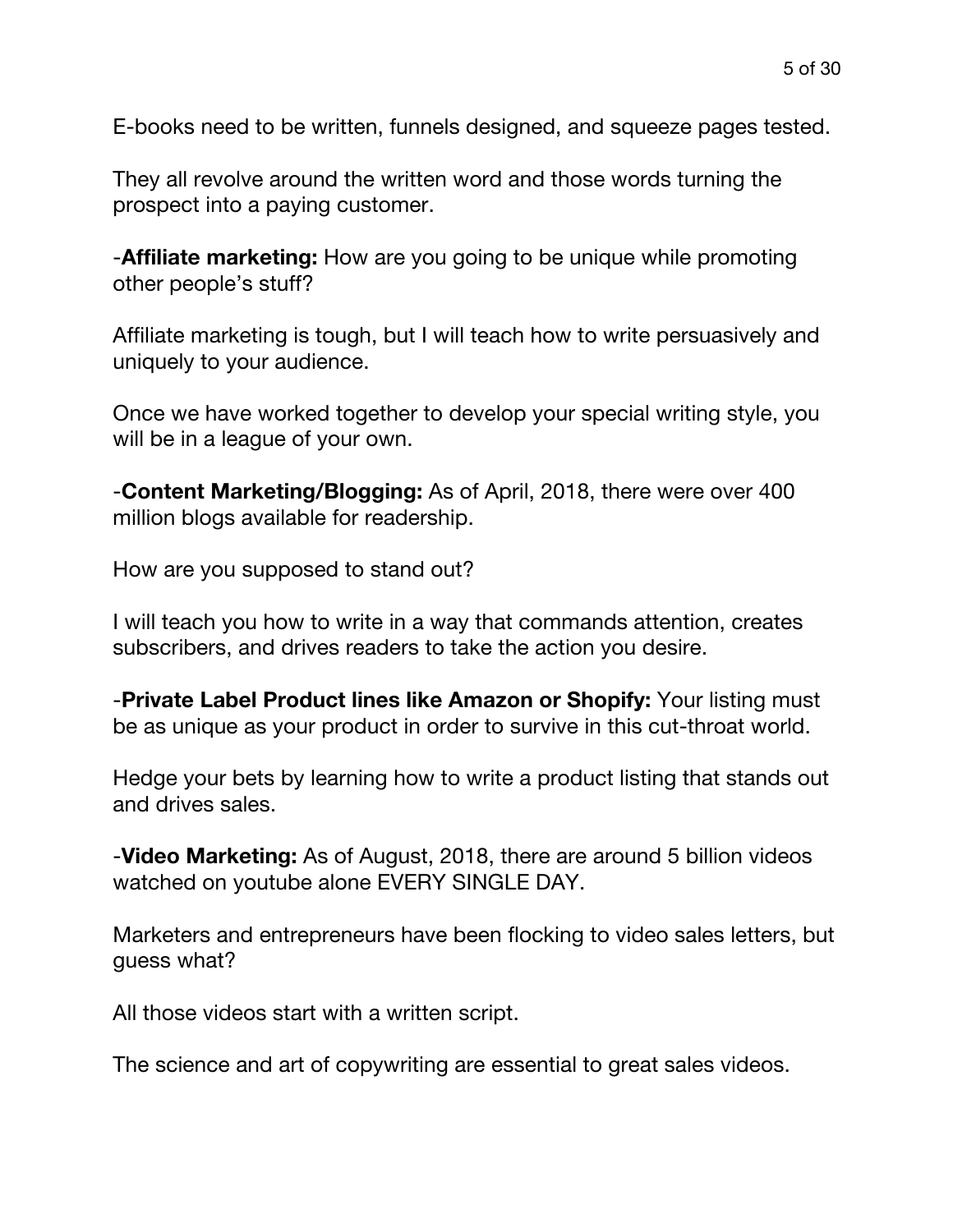E-books need to be written, funnels designed, and squeeze pages tested.

They all revolve around the written word and those words turning the prospect into a paying customer.

-**Affiliate marketing:** How are you going to be unique while promoting other people's stuff?

Affiliate marketing is tough, but I will teach how to write persuasively and uniquely to your audience.

Once we have worked together to develop your special writing style, you will be in a league of your own.

-**Content Marketing/Blogging:** As of April, 2018, there were over 400 million blogs available for readership.

How are you supposed to stand out?

I will teach you how to write in a way that commands attention, creates subscribers, and drives readers to take the action you desire.

-**Private Label Product lines like Amazon or Shopify:** Your listing must be as unique as your product in order to survive in this cut-throat world.

Hedge your bets by learning how to write a product listing that stands out and drives sales.

-**Video Marketing:** As of August, 2018, there are around 5 billion videos watched on youtube alone EVERY SINGLE DAY.

Marketers and entrepreneurs have been flocking to video sales letters, but guess what?

All those videos start with a written script.

The science and art of copywriting are essential to great sales videos.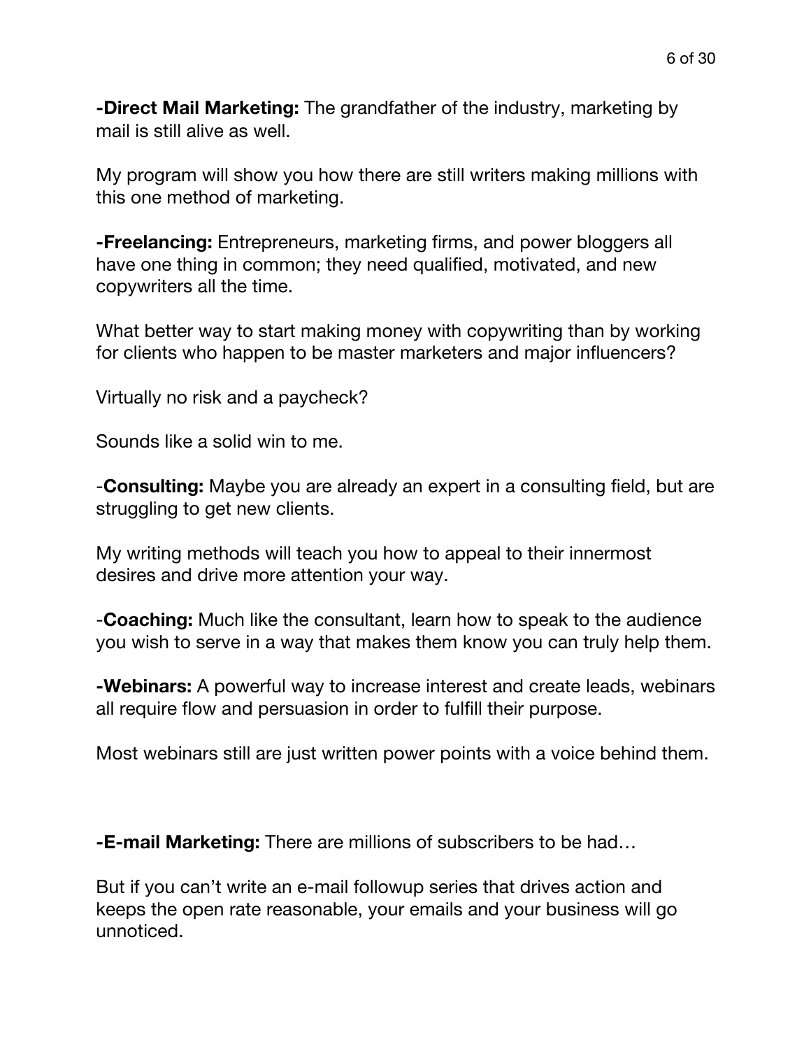**-Direct Mail Marketing:** The grandfather of the industry, marketing by mail is still alive as well.

My program will show you how there are still writers making millions with this one method of marketing.

**-Freelancing:** Entrepreneurs, marketing firms, and power bloggers all have one thing in common; they need qualified, motivated, and new copywriters all the time.

What better way to start making money with copywriting than by working for clients who happen to be master marketers and major influencers?

Virtually no risk and a paycheck?

Sounds like a solid win to me.

-**Consulting:** Maybe you are already an expert in a consulting field, but are struggling to get new clients.

My writing methods will teach you how to appeal to their innermost desires and drive more attention your way.

-**Coaching:** Much like the consultant, learn how to speak to the audience you wish to serve in a way that makes them know you can truly help them.

**-Webinars:** A powerful way to increase interest and create leads, webinars all require flow and persuasion in order to fulfill their purpose.

Most webinars still are just written power points with a voice behind them.

**-E-mail Marketing:** There are millions of subscribers to be had…

But if you can't write an e-mail followup series that drives action and keeps the open rate reasonable, your emails and your business will go unnoticed.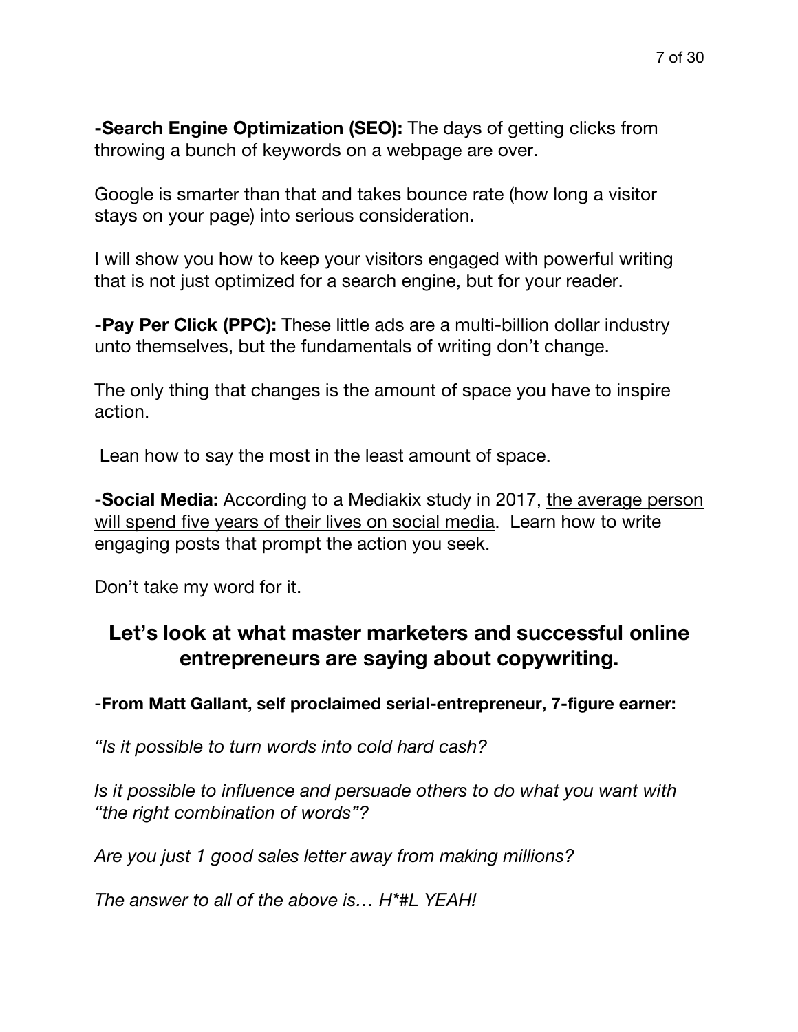**-Search Engine Optimization (SEO):** The days of getting clicks from throwing a bunch of keywords on a webpage are over.

Google is smarter than that and takes bounce rate (how long a visitor stays on your page) into serious consideration.

I will show you how to keep your visitors engaged with powerful writing that is not just optimized for a search engine, but for your reader.

**-Pay Per Click (PPC):** These little ads are a multi-billion dollar industry unto themselves, but the fundamentals of writing don't change.

The only thing that changes is the amount of space you have to inspire action.

Lean how to say the most in the least amount of space.

-**Social Media:** According to a Mediakix study in 2017, the average person will spend five years of their lives on social media. Learn how to write engaging posts that prompt the action you seek.

Don't take my word for it.

## Let's look at what master marketers and successful online entrepreneurs are saying about copywriting.

-**From Matt Gallant, self proclaimed serial-entrepreneur, 7-figure earner:**

*"Is it possible to turn words into cold hard cash?*

*Is it possible to influence and persuade others to do what you want with "the right combination of words"?*

*Are you just 1 good sales letter away from making millions?*

*The answer to all of the above is… H*#L YEAH!*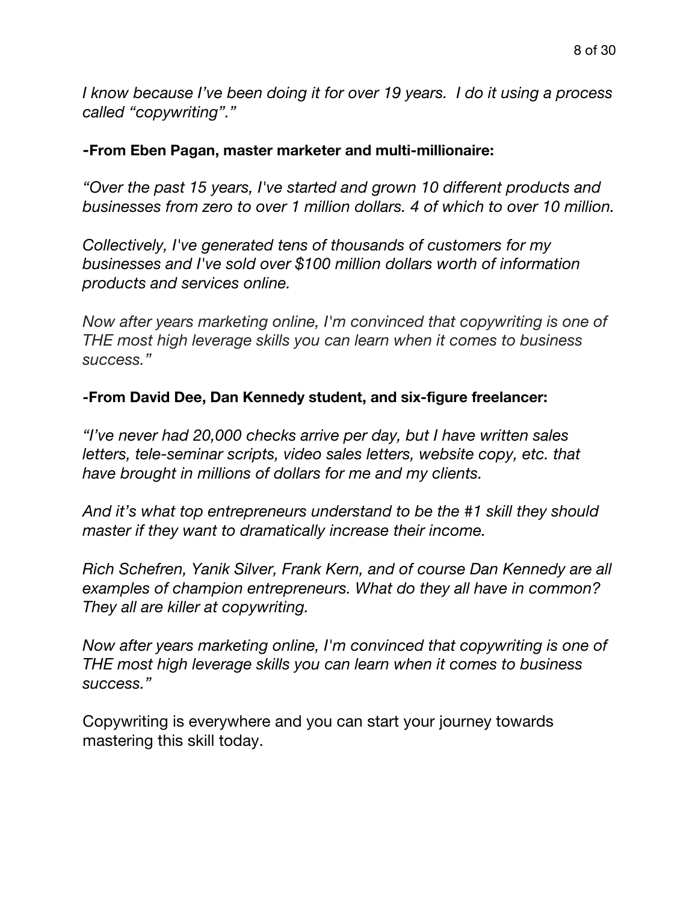*I know because I've been doing it for over 19 years.  I do it using a process called "copywriting"."*

**-From Eben Pagan, master marketer and multi-millionaire:**

*"Over the past 15 years, I've started and grown 10 different products and businesses from zero to over 1 million dollars. 4 of which to over 10 million.*

*Collectively, I've generated tens of thousands of customers for my businesses and I've sold over $100 million dollars worth of information products and services online.*

*Now after years marketing online, I'm convinced that copywriting is one of THE most high leverage skills you can learn when it comes to business success."*

**-From David Dee, Dan Kennedy student, and six-figure freelancer:**

*"I've never had 20,000 checks arrive per day, but I have written sales letters, tele-seminar scripts, video sales letters, website copy, etc. that have brought in millions of dollars for me and my clients.*

*And it's what top entrepreneurs understand to be the #1 skill they should master if they want to dramatically increase their income.*

*Rich Schefren, Yanik Silver, Frank Kern, and of course Dan Kennedy are all examples of champion entrepreneurs. What do they all have in common? They all are killer at copywriting.*

*Now after years marketing online, I'm convinced that copywriting is one of THE most high leverage skills you can learn when it comes to business success."*

Copywriting is everywhere and you can start your journey towards mastering this skill today.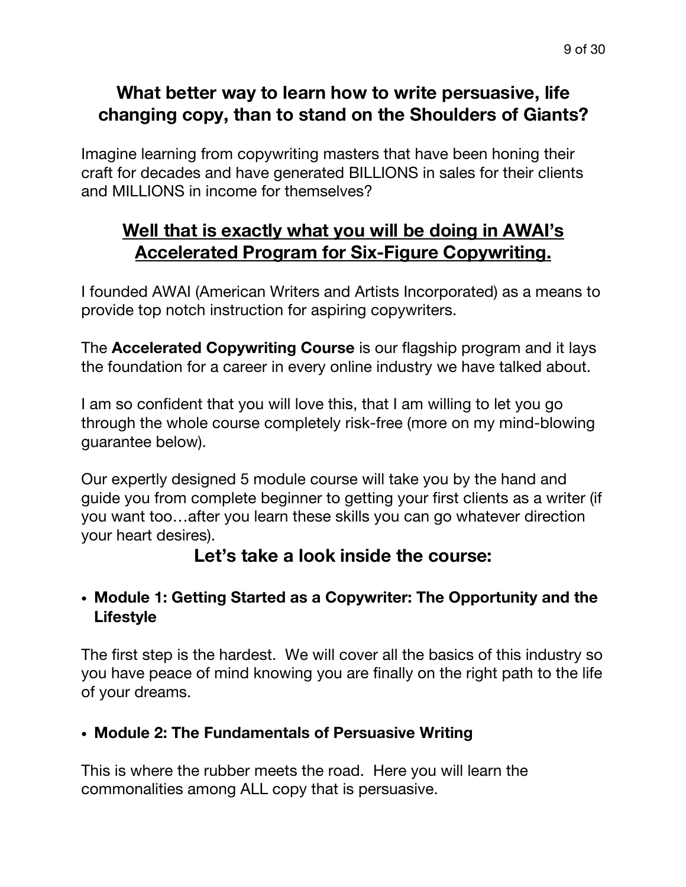## What better way to learn how to write persuasive, life changing copy, than to stand on the Shoulders of Giants?

Imagine learning from copywriting masters that have been honing their craft for decades and have generated BILLIONS in sales for their clients and MILLIONS in income for themselves?

## Well that is exactly what you will be doing in AWAI's Accelerated Program for Six-Figure Copywriting.

I founded AWAI (American Writers and Artists Incorporated) as a means to provide top notch instruction for aspiring copywriters.

The **Accelerated Copywriting Course** is our flagship program and it lays the foundation for a career in every online industry we have talked about.

I am so confident that you will love this, that I am willing to let you go through the whole course completely risk-free (more on my mind-blowing guarantee below).

Our expertly designed 5 module course will take you by the hand and guide you from complete beginner to getting your first clients as a writer (if you want too…after you learn these skills you can go whatever direction your heart desires).

### Let's take a look inside the course:

- **Module 1: Getting Started as a Copywriter: The Opportunity and the Lifestyle**

The first step is the hardest. We will cover all the basics of this industry so you have peace of mind knowing you are finally on the right path to the life of your dreams.

- **Module 2: The Fundamentals of Persuasive Writing**

This is where the rubber meets the road. Here you will learn the commonalities among ALL copy that is persuasive.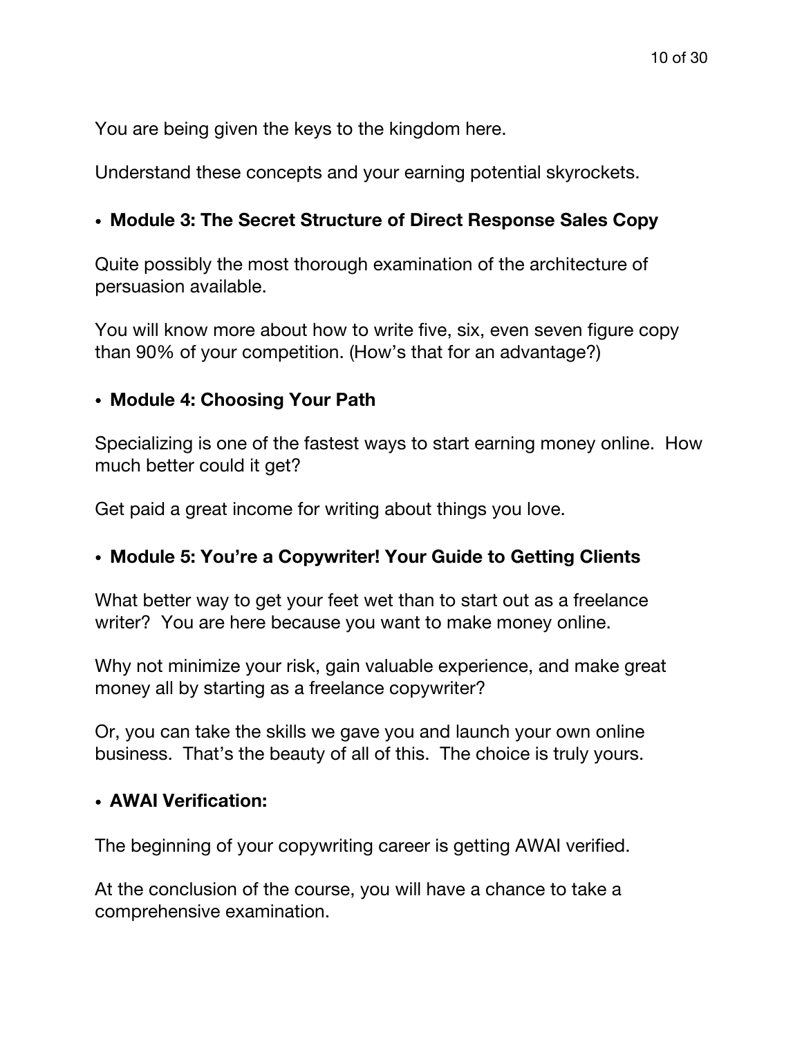You are being given the keys to the kingdom here.

Understand these concepts and your earning potential skyrockets.

- **Module 3: The Secret Structure of Direct Response Sales Copy**

Quite possibly the most thorough examination of the architecture of persuasion available.

You will know more about how to write five, six, even seven figure copy than 90% of your competition. (How's that for an advantage?)

- **Module 4: Choosing Your Path**

Specializing is one of the fastest ways to start earning money online. How much better could it get?

Get paid a great income for writing about things you love.

- **Module 5: You're a Copywriter! Your Guide to Getting Clients**

What better way to get your feet wet than to start out as a freelance writer? You are here because you want to make money online.

Why not minimize your risk, gain valuable experience, and make great money all by starting as a freelance copywriter?

Or, you can take the skills we gave you and launch your own online business. That's the beauty of all of this. The choice is truly yours.

- **AWAI Verification:**

The beginning of your copywriting career is getting AWAI verified.

At the conclusion of the course, you will have a chance to take a comprehensive examination.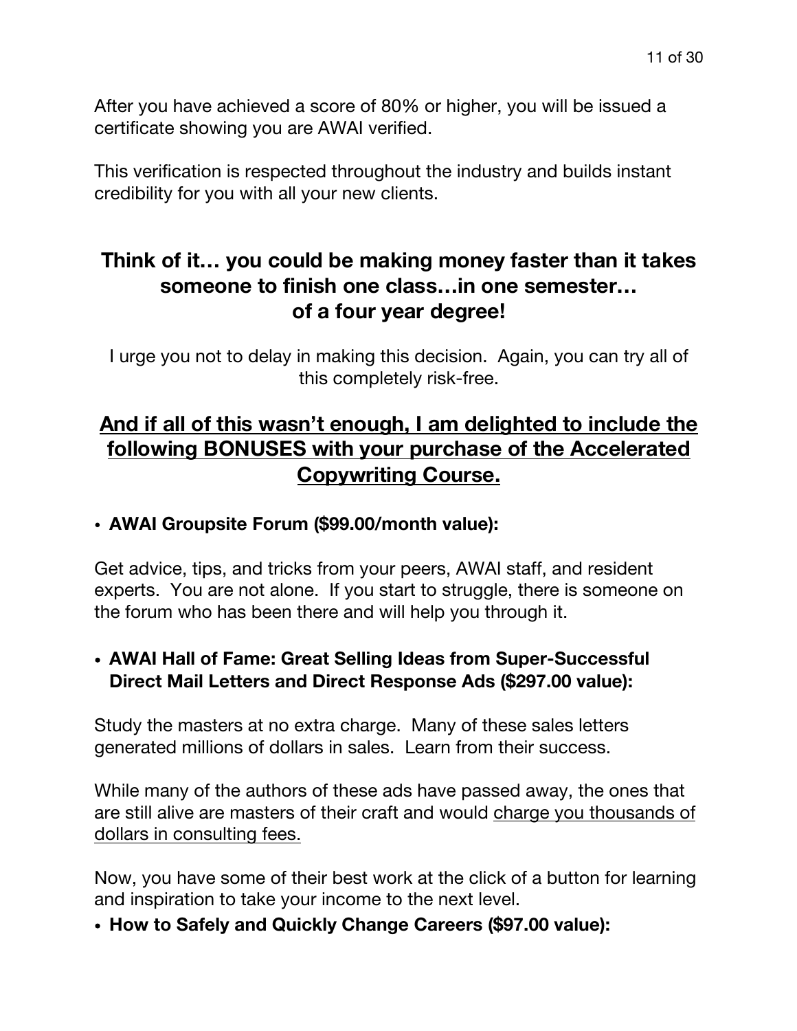After you have achieved a score of 80% or higher, you will be issued a certificate showing you are AWAI verified.

This verification is respected throughout the industry and builds instant credibility for you with all your new clients.

## Think of it… you could be making money faster than it takes someone to finish one class…in one semester… of a four year degree!

I urge you not to delay in making this decision. Again, you can try all of this completely risk-free.

## <u>And if all of this wasn't enough, I am delighted to include the following BONUSES with your purchase of the Accelerated Copywriting Course.</u>

- **AWAI Groupsite Forum ($99.00/month value):**

Get advice, tips, and tricks from your peers, AWAI staff, and resident experts. You are not alone. If you start to struggle, there is someone on the forum who has been there and will help you through it.

- **AWAI Hall of Fame: Great Selling Ideas from Super-Successful Direct Mail Letters and Direct Response Ads ($297.00 value):**

Study the masters at no extra charge. Many of these sales letters generated millions of dollars in sales. Learn from their success.

While many of the authors of these ads have passed away, the ones that are still alive are masters of their craft and would <u>charge you thousands of dollars in consulting fees.</u>

Now, you have some of their best work at the click of a button for learning and inspiration to take your income to the next level.

- **How to Safely and Quickly Change Careers ($97.00 value):**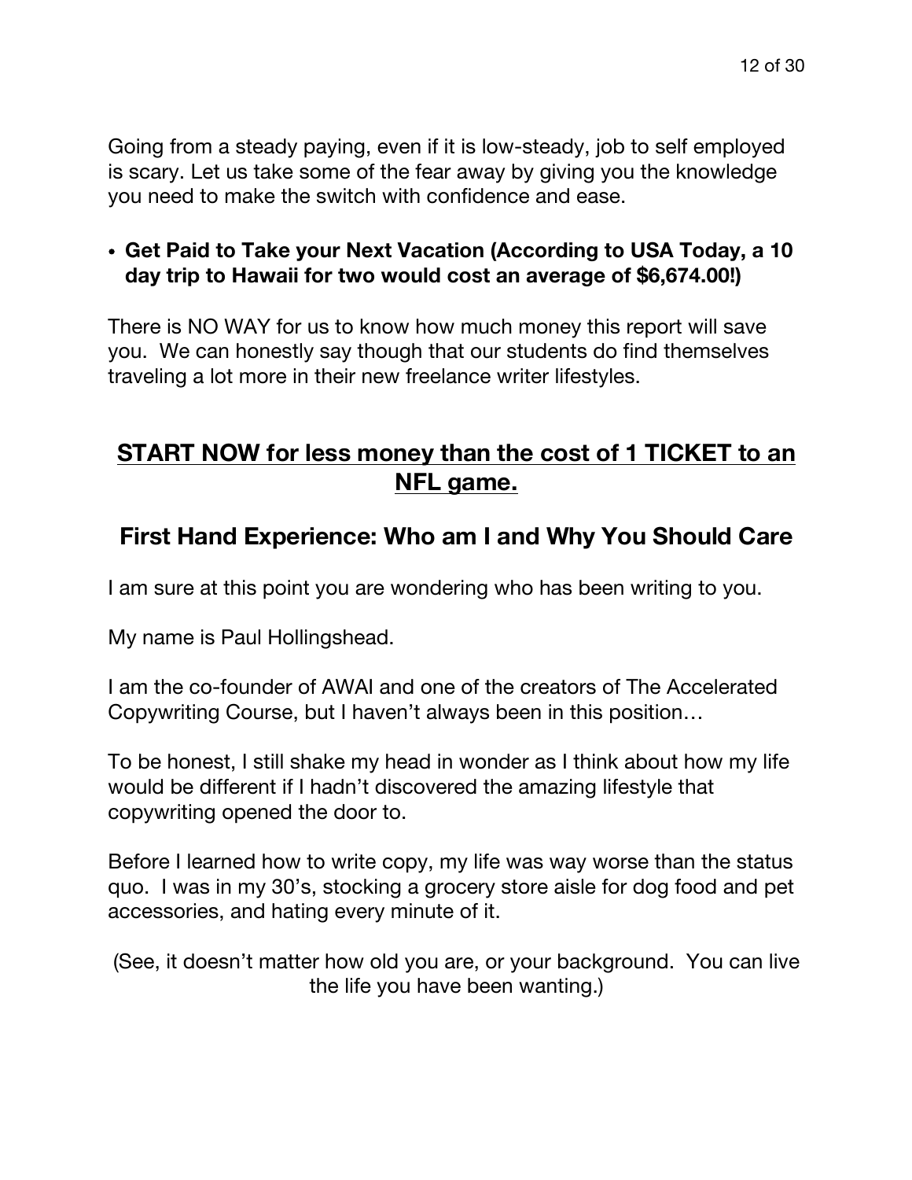Going from a steady paying, even if it is low-steady, job to self employed is scary. Let us take some of the fear away by giving you the knowledge you need to make the switch with confidence and ease.

- **Get Paid to Take your Next Vacation (According to USA Today, a 10 day trip to Hawaii for two would cost an average of $6,674.00!)**

There is NO WAY for us to know how much money this report will save you. We can honestly say though that our students do find themselves traveling a lot more in their new freelance writer lifestyles.

## <u>START NOW for less money than the cost of 1 TICKET to an NFL game.</u>

## First Hand Experience: Who am I and Why You Should Care

I am sure at this point you are wondering who has been writing to you.

My name is Paul Hollingshead.

I am the co-founder of AWAI and one of the creators of The Accelerated Copywriting Course, but I haven't always been in this position…

To be honest, I still shake my head in wonder as I think about how my life would be different if I hadn't discovered the amazing lifestyle that copywriting opened the door to.

Before I learned how to write copy, my life was way worse than the status quo. I was in my 30's, stocking a grocery store aisle for dog food and pet accessories, and hating every minute of it.

(See, it doesn't matter how old you are, or your background. You can live the life you have been wanting.)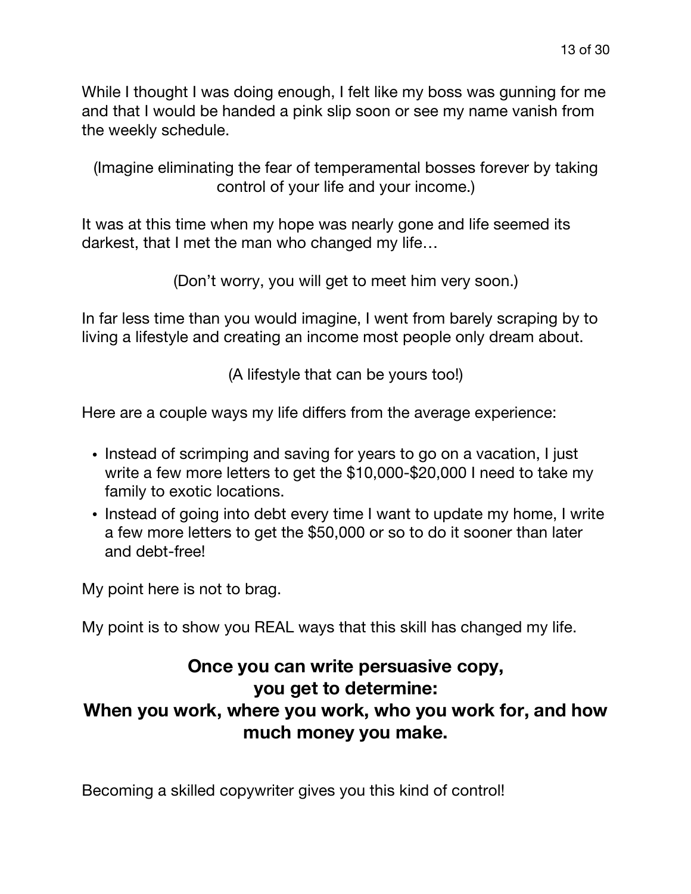While I thought I was doing enough, I felt like my boss was gunning for me and that I would be handed a pink slip soon or see my name vanish from the weekly schedule.

(Imagine eliminating the fear of temperamental bosses forever by taking control of your life and your income.)

It was at this time when my hope was nearly gone and life seemed its darkest, that I met the man who changed my life…

(Don't worry, you will get to meet him very soon.)

In far less time than you would imagine, I went from barely scraping by to living a lifestyle and creating an income most people only dream about.

(A lifestyle that can be yours too!)

Here are a couple ways my life differs from the average experience:

- Instead of scrimping and saving for years to go on a vacation, I just write a few more letters to get the $10,000-$20,000 I need to take my family to exotic locations.
- Instead of going into debt every time I want to update my home, I write a few more letters to get the $50,000 or so to do it sooner than later and debt-free!

My point here is not to brag.

My point is to show you REAL ways that this skill has changed my life.

**Once you can write persuasive copy, you get to determine: When you work, where you work, who you work for, and how much money you make.**

Becoming a skilled copywriter gives you this kind of control!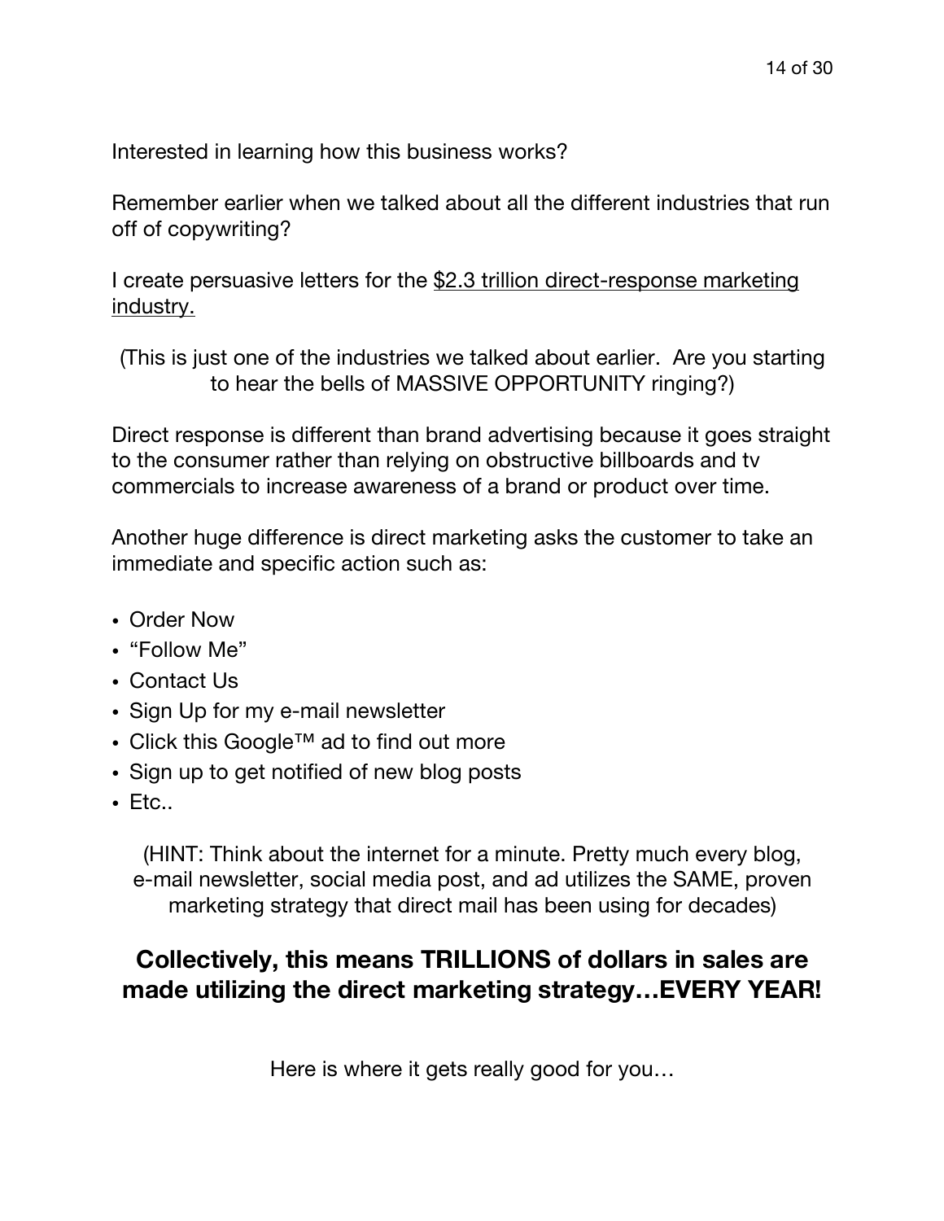Interested in learning how this business works?

Remember earlier when we talked about all the different industries that run off of copywriting?

I create persuasive letters for the <u>$2.3 trillion direct-response marketing industry.</u>

(This is just one of the industries we talked about earlier. Are you starting to hear the bells of MASSIVE OPPORTUNITY ringing?)

Direct response is different than brand advertising because it goes straight to the consumer rather than relying on obstructive billboards and tv commercials to increase awareness of a brand or product over time.

Another huge difference is direct marketing asks the customer to take an immediate and specific action such as:

- Order Now
- "Follow Me"
- Contact Us
- Sign Up for my e-mail newsletter
- Click this Google™ ad to find out more
- Sign up to get notified of new blog posts
- Etc..

(HINT: Think about the internet for a minute. Pretty much every blog, e-mail newsletter, social media post, and ad utilizes the SAME, proven marketing strategy that direct mail has been using for decades)

**Collectively, this means TRILLIONS of dollars in sales are made utilizing the direct marketing strategy…EVERY YEAR!**

Here is where it gets really good for you…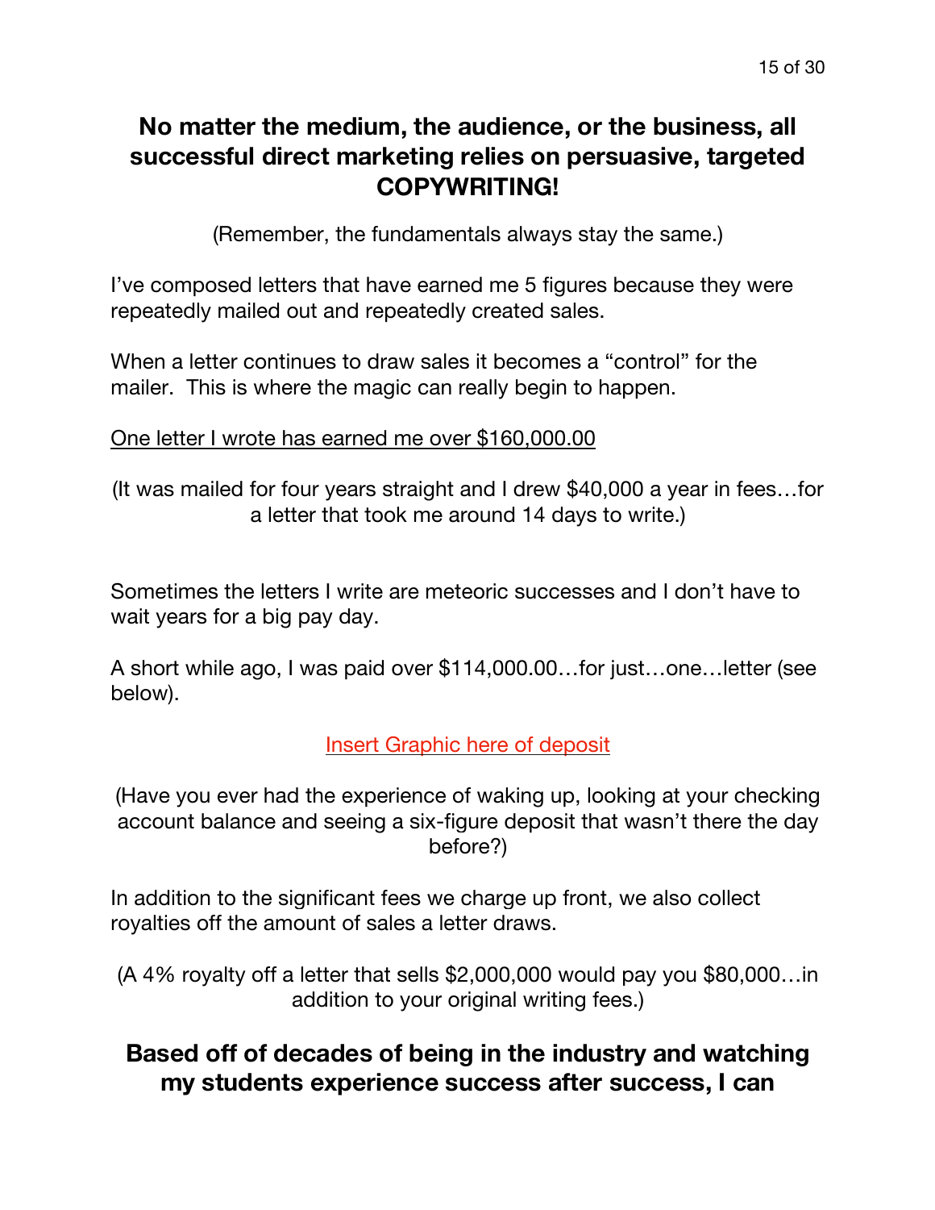## No matter the medium, the audience, or the business, all successful direct marketing relies on persuasive, targeted COPYWRITING!

(Remember, the fundamentals always stay the same.)

I've composed letters that have earned me 5 figures because they were repeatedly mailed out and repeatedly created sales.

When a letter continues to draw sales it becomes a "control" for the mailer. This is where the magic can really begin to happen.

<u>One letter I wrote has earned me over $160,000.00</u>

(It was mailed for four years straight and I drew $40,000 a year in fees…for a letter that took me around 14 days to write.)

Sometimes the letters I write are meteoric successes and I don't have to wait years for a big pay day.

A short while ago, I was paid over $114,000.00…for just…one…letter (see below).

<u>Insert Graphic here of deposit</u>

(Have you ever had the experience of waking up, looking at your checking account balance and seeing a six-figure deposit that wasn't there the day before?)

In addition to the significant fees we charge up front, we also collect royalties off the amount of sales a letter draws.

(A 4% royalty off a letter that sells $2,000,000 would pay you $80,000…in addition to your original writing fees.)

## Based off of decades of being in the industry and watching my students experience success after success, I can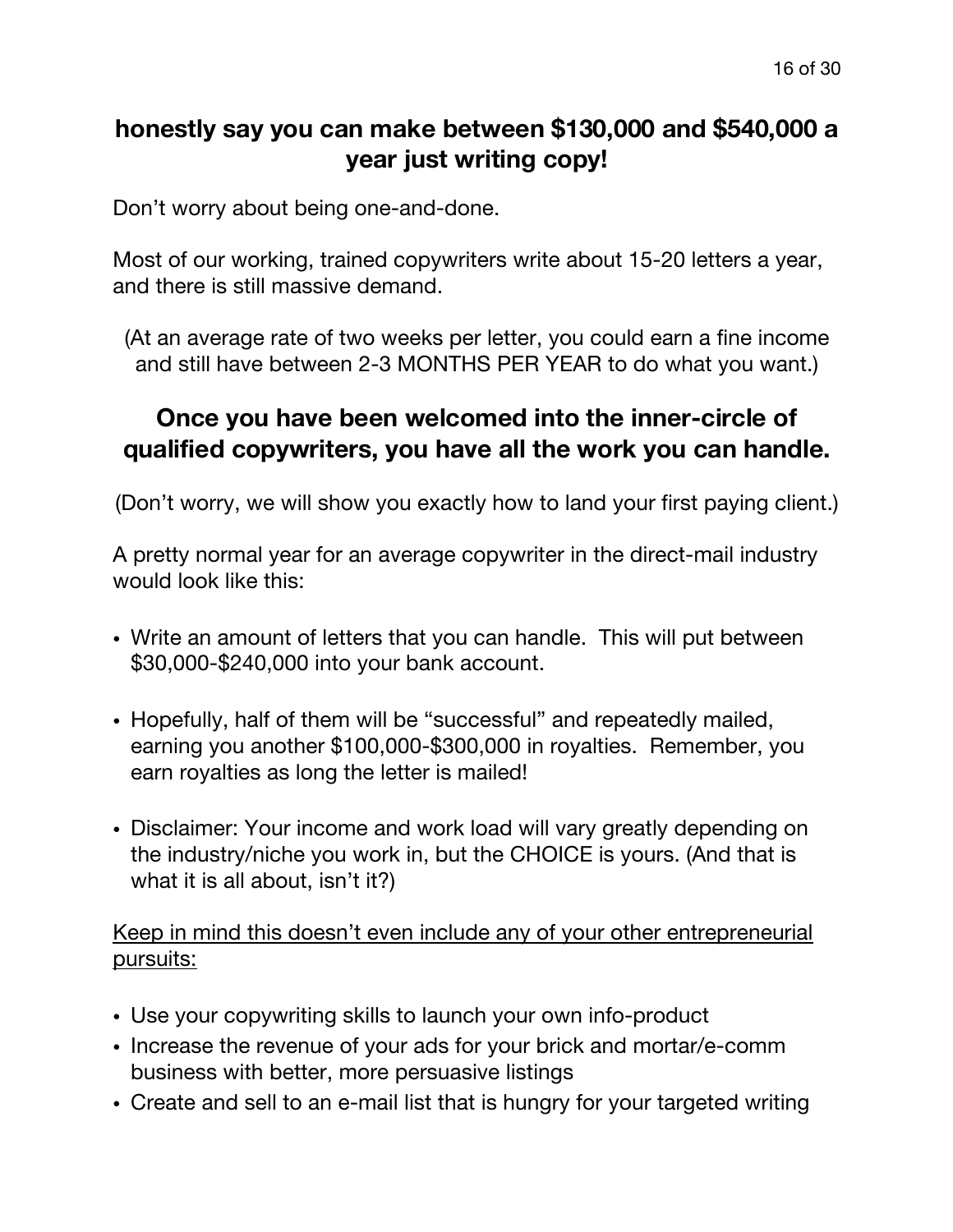**honestly say you can make between $130,000 and $540,000 a year just writing copy!**

Don't worry about being one-and-done.

Most of our working, trained copywriters write about 15-20 letters a year, and there is still massive demand.

(At an average rate of two weeks per letter, you could earn a fine income and still have between 2-3 MONTHS PER YEAR to do what you want.)

## Once you have been welcomed into the inner-circle of qualified copywriters, you have all the work you can handle.

(Don't worry, we will show you exactly how to land your first paying client.)

A pretty normal year for an average copywriter in the direct-mail industry would look like this:

- Write an amount of letters that you can handle. This will put between $30,000-$240,000 into your bank account.
- Hopefully, half of them will be "successful" and repeatedly mailed, earning you another $100,000-$300,000 in royalties. Remember, you earn royalties as long the letter is mailed!
- Disclaimer: Your income and work load will vary greatly depending on the industry/niche you work in, but the CHOICE is yours. (And that is what it is all about, isn't it?)

<u>Keep in mind this doesn't even include any of your other entrepreneurial pursuits:</u>

- Use your copywriting skills to launch your own info-product
- Increase the revenue of your ads for your brick and mortar/e-comm business with better, more persuasive listings
- Create and sell to an e-mail list that is hungry for your targeted writing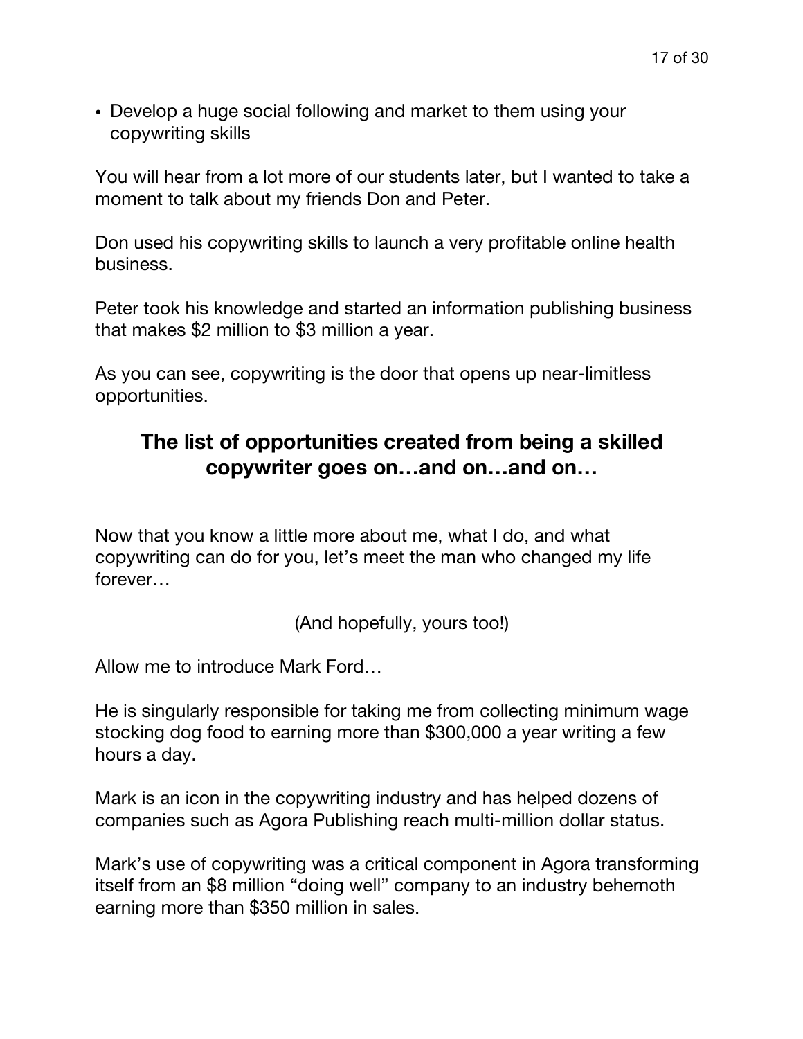- Develop a huge social following and market to them using your copywriting skills

You will hear from a lot more of our students later, but I wanted to take a moment to talk about my friends Don and Peter.

Don used his copywriting skills to launch a very profitable online health business.

Peter took his knowledge and started an information publishing business that makes $2 million to $3 million a year.

As you can see, copywriting is the door that opens up near-limitless opportunities.

## The list of opportunities created from being a skilled copywriter goes on…and on…and on…

Now that you know a little more about me, what I do, and what copywriting can do for you, let's meet the man who changed my life forever…

(And hopefully, yours too!)

Allow me to introduce Mark Ford…

He is singularly responsible for taking me from collecting minimum wage stocking dog food to earning more than $300,000 a year writing a few hours a day.

Mark is an icon in the copywriting industry and has helped dozens of companies such as Agora Publishing reach multi-million dollar status.

Mark's use of copywriting was a critical component in Agora transforming itself from an $8 million "doing well" company to an industry behemoth earning more than $350 million in sales.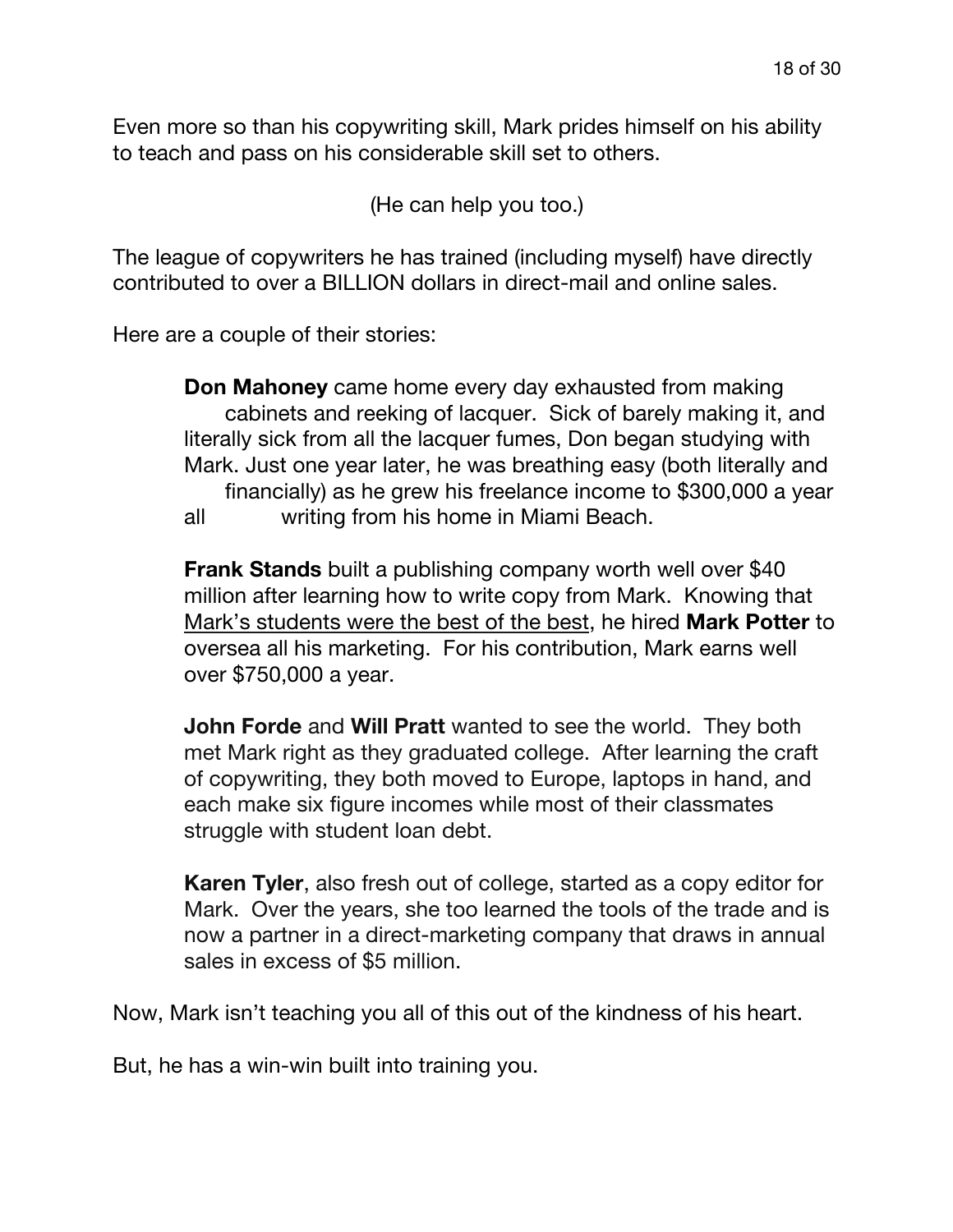Even more so than his copywriting skill, Mark prides himself on his ability to teach and pass on his considerable skill set to others.

(He can help you too.)

The league of copywriters he has trained (including myself) have directly contributed to over a BILLION dollars in direct-mail and online sales.

Here are a couple of their stories:

> **Don Mahoney** came home every day exhausted from making cabinets and reeking of lacquer. Sick of barely making it, and literally sick from all the lacquer fumes, Don began studying with Mark. Just one year later, he was breathing easy (both literally and financially) as he grew his freelance income to $300,000 a year all writing from his home in Miami Beach.
>
> **Frank Stands** built a publishing company worth well over $40 million after learning how to write copy from Mark. Knowing that <u>Mark's students were the best of the best</u>, he hired **Mark Potter** to oversea all his marketing. For his contribution, Mark earns well over $750,000 a year.
>
> **John Forde** and **Will Pratt** wanted to see the world. They both met Mark right as they graduated college. After learning the craft of copywriting, they both moved to Europe, laptops in hand, and each make six figure incomes while most of their classmates struggle with student loan debt.
>
> **Karen Tyler**, also fresh out of college, started as a copy editor for Mark. Over the years, she too learned the tools of the trade and is now a partner in a direct-marketing company that draws in annual sales in excess of $5 million.

Now, Mark isn't teaching you all of this out of the kindness of his heart.

But, he has a win-win built into training you.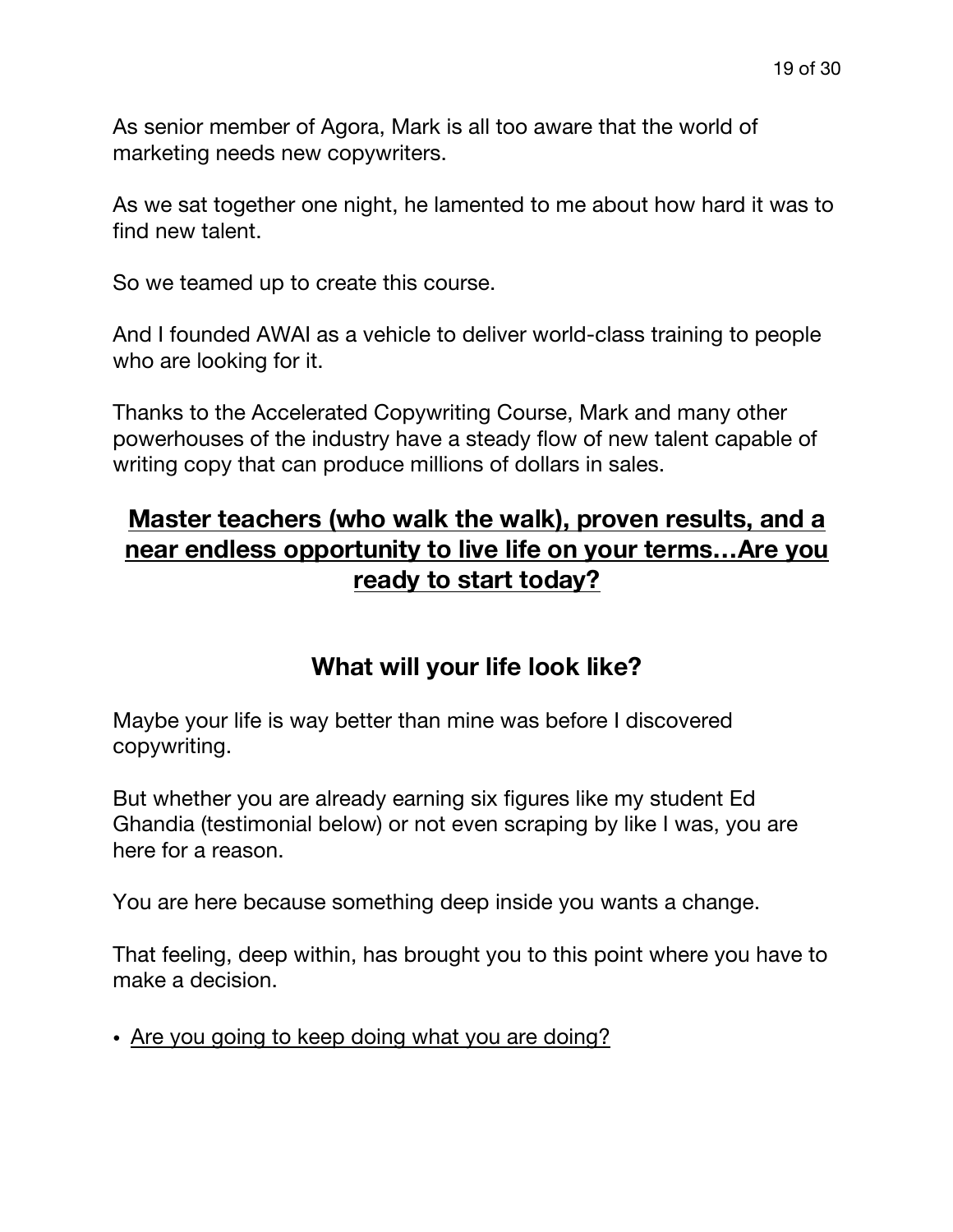As senior member of Agora, Mark is all too aware that the world of marketing needs new copywriters.

As we sat together one night, he lamented to me about how hard it was to find new talent.

So we teamed up to create this course.

And I founded AWAI as a vehicle to deliver world-class training to people who are looking for it.

Thanks to the Accelerated Copywriting Course, Mark and many other powerhouses of the industry have a steady flow of new talent capable of writing copy that can produce millions of dollars in sales.

## <u>Master teachers (who walk the walk), proven results, and a near endless opportunity to live life on your terms…Are you ready to start today?</u>

## What will your life look like?

Maybe your life is way better than mine was before I discovered copywriting.

But whether you are already earning six figures like my student Ed Ghandia (testimonial below) or not even scraping by like I was, you are here for a reason.

You are here because something deep inside you wants a change.

That feeling, deep within, has brought you to this point where you have to make a decision.

- <u>Are you going to keep doing what you are doing?</u>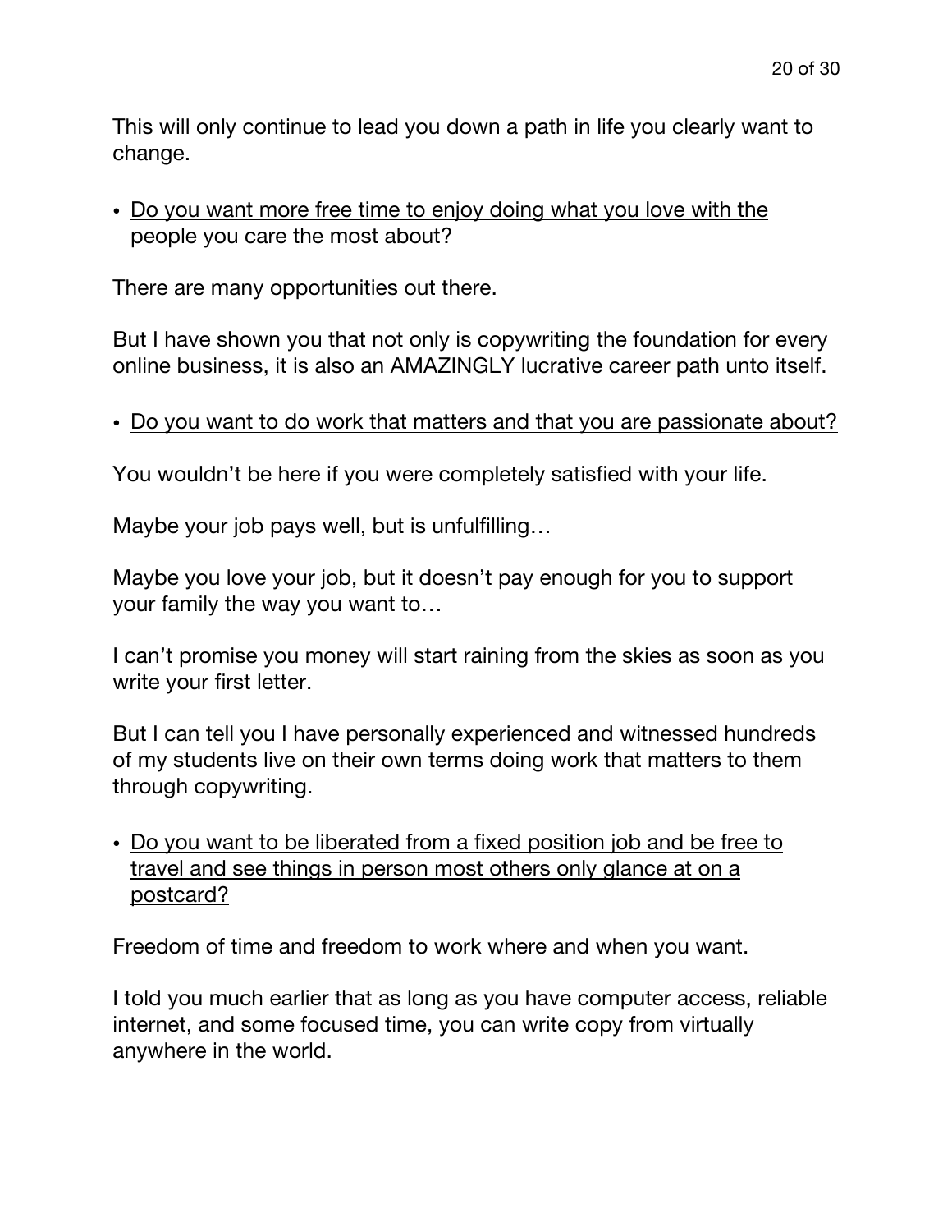This will only continue to lead you down a path in life you clearly want to change.

- <u>Do you want more free time to enjoy doing what you love with the people you care the most about?</u>

There are many opportunities out there.

But I have shown you that not only is copywriting the foundation for every online business, it is also an AMAZINGLY lucrative career path unto itself.

- <u>Do you want to do work that matters and that you are passionate about?</u>

You wouldn't be here if you were completely satisfied with your life.

Maybe your job pays well, but is unfulfilling…

Maybe you love your job, but it doesn't pay enough for you to support your family the way you want to…

I can't promise you money will start raining from the skies as soon as you write your first letter.

But I can tell you I have personally experienced and witnessed hundreds of my students live on their own terms doing work that matters to them through copywriting.

- <u>Do you want to be liberated from a fixed position job and be free to travel and see things in person most others only glance at on a postcard?</u>

Freedom of time and freedom to work where and when you want.

I told you much earlier that as long as you have computer access, reliable internet, and some focused time, you can write copy from virtually anywhere in the world.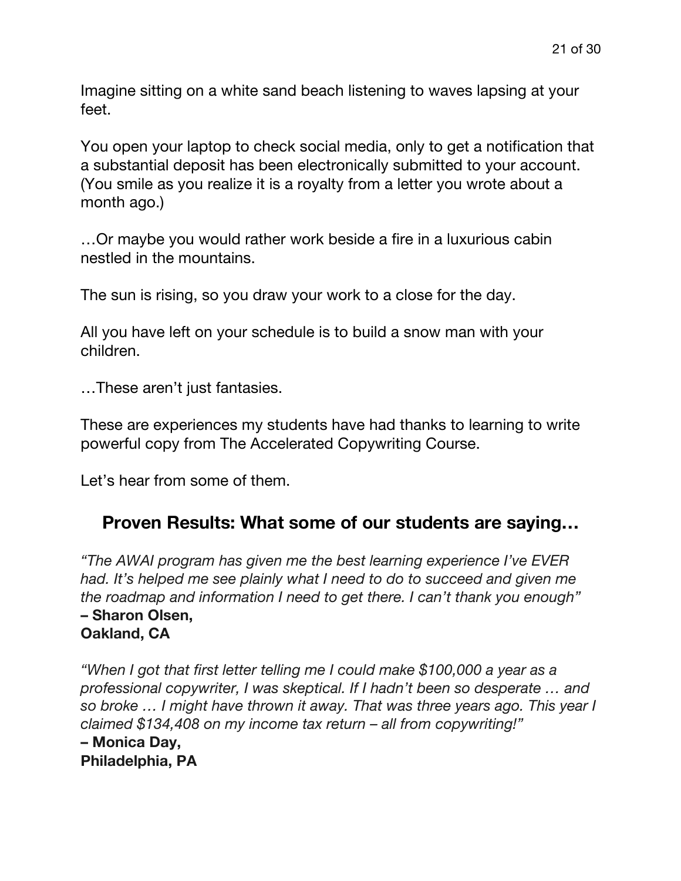Imagine sitting on a white sand beach listening to waves lapsing at your feet.

You open your laptop to check social media, only to get a notification that a substantial deposit has been electronically submitted to your account. (You smile as you realize it is a royalty from a letter you wrote about a month ago.)

…Or maybe you would rather work beside a fire in a luxurious cabin nestled in the mountains.

The sun is rising, so you draw your work to a close for the day.

All you have left on your schedule is to build a snow man with your children.

…These aren't just fantasies.

These are experiences my students have had thanks to learning to write powerful copy from The Accelerated Copywriting Course.

Let's hear from some of them.

## Proven Results: What some of our students are saying…

*"The AWAI program has given me the best learning experience I've EVER had. It's helped me see plainly what I need to do to succeed and given me the roadmap and information I need to get there. I can't thank you enough"*
**– Sharon Olsen,**
**Oakland, CA**

*"When I got that first letter telling me I could make $100,000 a year as a professional copywriter, I was skeptical. If I hadn't been so desperate … and so broke … I might have thrown it away. That was three years ago. This year I claimed $134,408 on my income tax return – all from copywriting!"*
**– Monica Day,**
**Philadelphia, PA**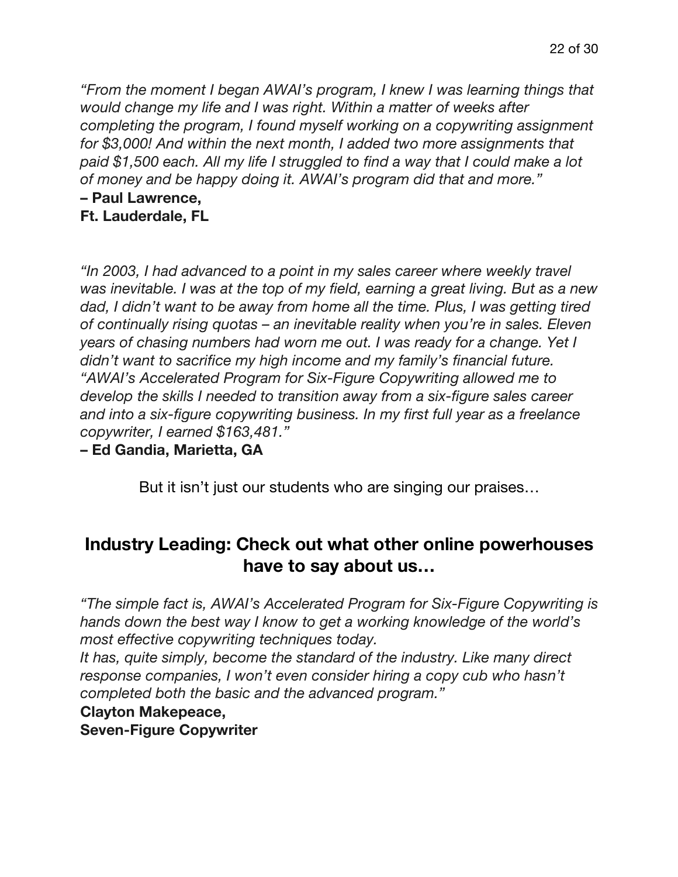*"From the moment I began AWAI's program, I knew I was learning things that would change my life and I was right. Within a matter of weeks after completing the program, I found myself working on a copywriting assignment for $3,000! And within the next month, I added two more assignments that paid $1,500 each. All my life I struggled to find a way that I could make a lot of money and be happy doing it. AWAI's program did that and more."*

**– Paul Lawrence,**
**Ft. Lauderdale, FL**

*"In 2003, I had advanced to a point in my sales career where weekly travel was inevitable. I was at the top of my field, earning a great living. But as a new dad, I didn't want to be away from home all the time. Plus, I was getting tired of continually rising quotas – an inevitable reality when you're in sales. Eleven years of chasing numbers had worn me out. I was ready for a change. Yet I didn't want to sacrifice my high income and my family's financial future.*
*"AWAI's Accelerated Program for Six-Figure Copywriting allowed me to develop the skills I needed to transition away from a six-figure sales career and into a six-figure copywriting business. In my first full year as a freelance copywriter, I earned $163,481."*

**– Ed Gandia, Marietta, GA**

But it isn't just our students who are singing our praises…

## Industry Leading: Check out what other online powerhouses have to say about us…

*"The simple fact is, AWAI's Accelerated Program for Six-Figure Copywriting is hands down the best way I know to get a working knowledge of the world's most effective copywriting techniques today.*
*It has, quite simply, become the standard of the industry. Like many direct response companies, I won't even consider hiring a copy cub who hasn't completed both the basic and the advanced program."*

**Clayton Makepeace,**
**Seven-Figure Copywriter**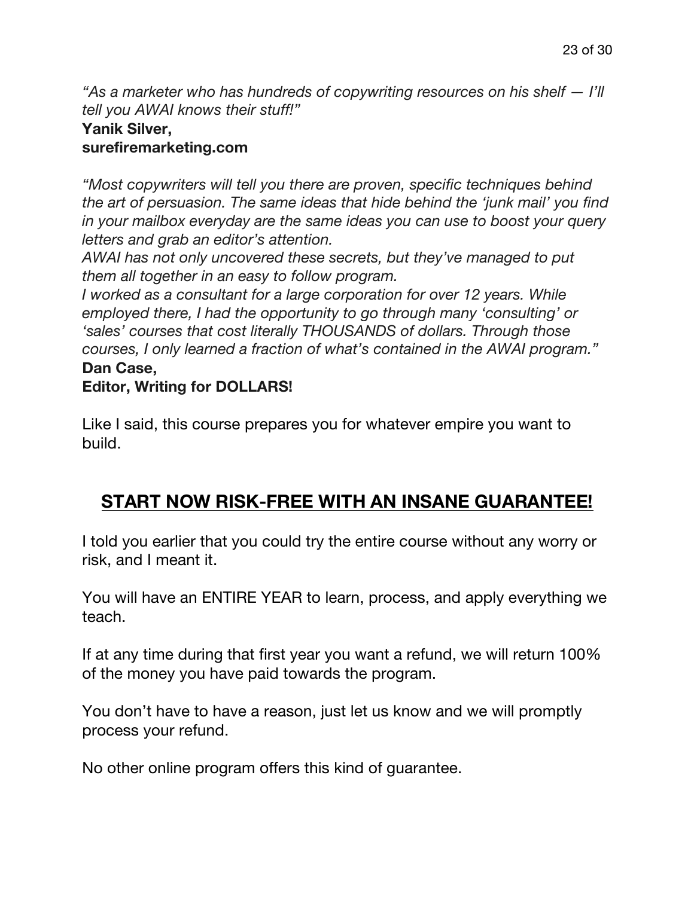*"As a marketer who has hundreds of copywriting resources on his shelf — I'll tell you AWAI knows their stuff!"*
**Yanik Silver,**
**surefiremarketing.com**

*"Most copywriters will tell you there are proven, specific techniques behind the art of persuasion. The same ideas that hide behind the 'junk mail' you find in your mailbox everyday are the same ideas you can use to boost your query letters and grab an editor's attention.*
*AWAI has not only uncovered these secrets, but they've managed to put them all together in an easy to follow program.*
*I worked as a consultant for a large corporation for over 12 years. While employed there, I had the opportunity to go through many 'consulting' or 'sales' courses that cost literally THOUSANDS of dollars. Through those courses, I only learned a fraction of what's contained in the AWAI program."*
**Dan Case,**
**Editor, Writing for DOLLARS!**

Like I said, this course prepares you for whatever empire you want to build.

## START NOW RISK-FREE WITH AN INSANE GUARANTEE!

I told you earlier that you could try the entire course without any worry or risk, and I meant it.

You will have an ENTIRE YEAR to learn, process, and apply everything we teach.

If at any time during that first year you want a refund, we will return 100% of the money you have paid towards the program.

You don't have to have a reason, just let us know and we will promptly process your refund.

No other online program offers this kind of guarantee.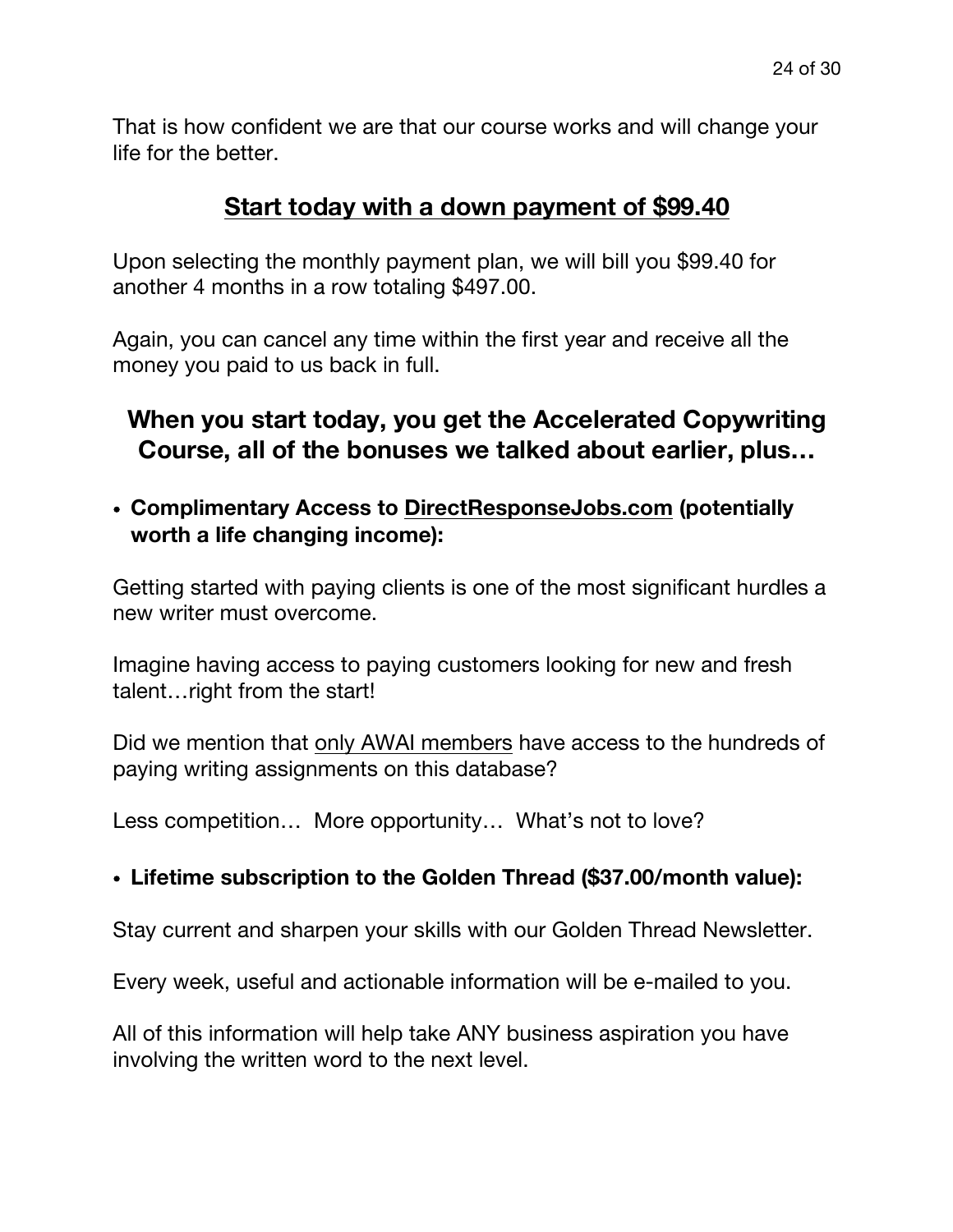That is how confident we are that our course works and will change your life for the better.

## <u>Start today with a down payment of $99.40</u>

Upon selecting the monthly payment plan, we will bill you $99.40 for another 4 months in a row totaling $497.00.

Again, you can cancel any time within the first year and receive all the money you paid to us back in full.

## When you start today, you get the Accelerated Copywriting Course, all of the bonuses we talked about earlier, plus…

- **Complimentary Access to <u>DirectResponseJobs.com</u> (potentially worth a life changing income):**

Getting started with paying clients is one of the most significant hurdles a new writer must overcome.

Imagine having access to paying customers looking for new and fresh talent…right from the start!

Did we mention that <u>only AWAI members</u> have access to the hundreds of paying writing assignments on this database?

Less competition… More opportunity… What's not to love?

- **Lifetime subscription to the Golden Thread ($37.00/month value):**

Stay current and sharpen your skills with our Golden Thread Newsletter.

Every week, useful and actionable information will be e-mailed to you.

All of this information will help take ANY business aspiration you have involving the written word to the next level.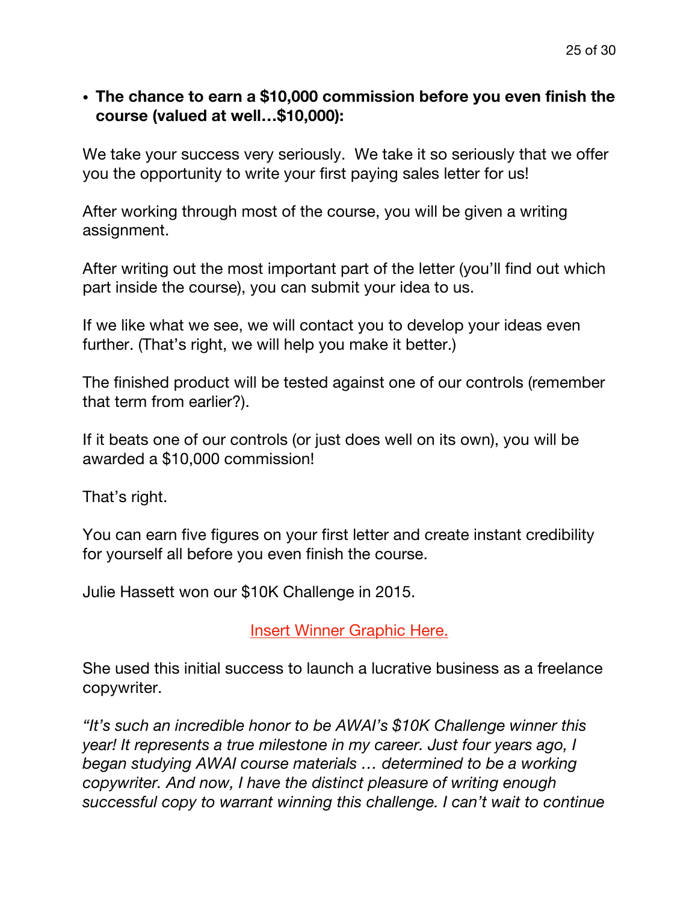- **The chance to earn a $10,000 commission before you even finish the course (valued at well…$10,000):**

We take your success very seriously. We take it so seriously that we offer you the opportunity to write your first paying sales letter for us!

After working through most of the course, you will be given a writing assignment.

After writing out the most important part of the letter (you'll find out which part inside the course), you can submit your idea to us.

If we like what we see, we will contact you to develop your ideas even further. (That's right, we will help you make it better.)

The finished product will be tested against one of our controls (remember that term from earlier?).

If it beats one of our controls (or just does well on its own), you will be awarded a $10,000 commission!

That's right.

You can earn five figures on your first letter and create instant credibility for yourself all before you even finish the course.

Julie Hassett won our $10K Challenge in 2015.

Insert Winner Graphic Here.

She used this initial success to launch a lucrative business as a freelance copywriter.

*"It's such an incredible honor to be AWAI's $10K Challenge winner this year! It represents a true milestone in my career. Just four years ago, I began studying AWAI course materials … determined to be a working copywriter. And now, I have the distinct pleasure of writing enough successful copy to warrant winning this challenge. I can't wait to continue*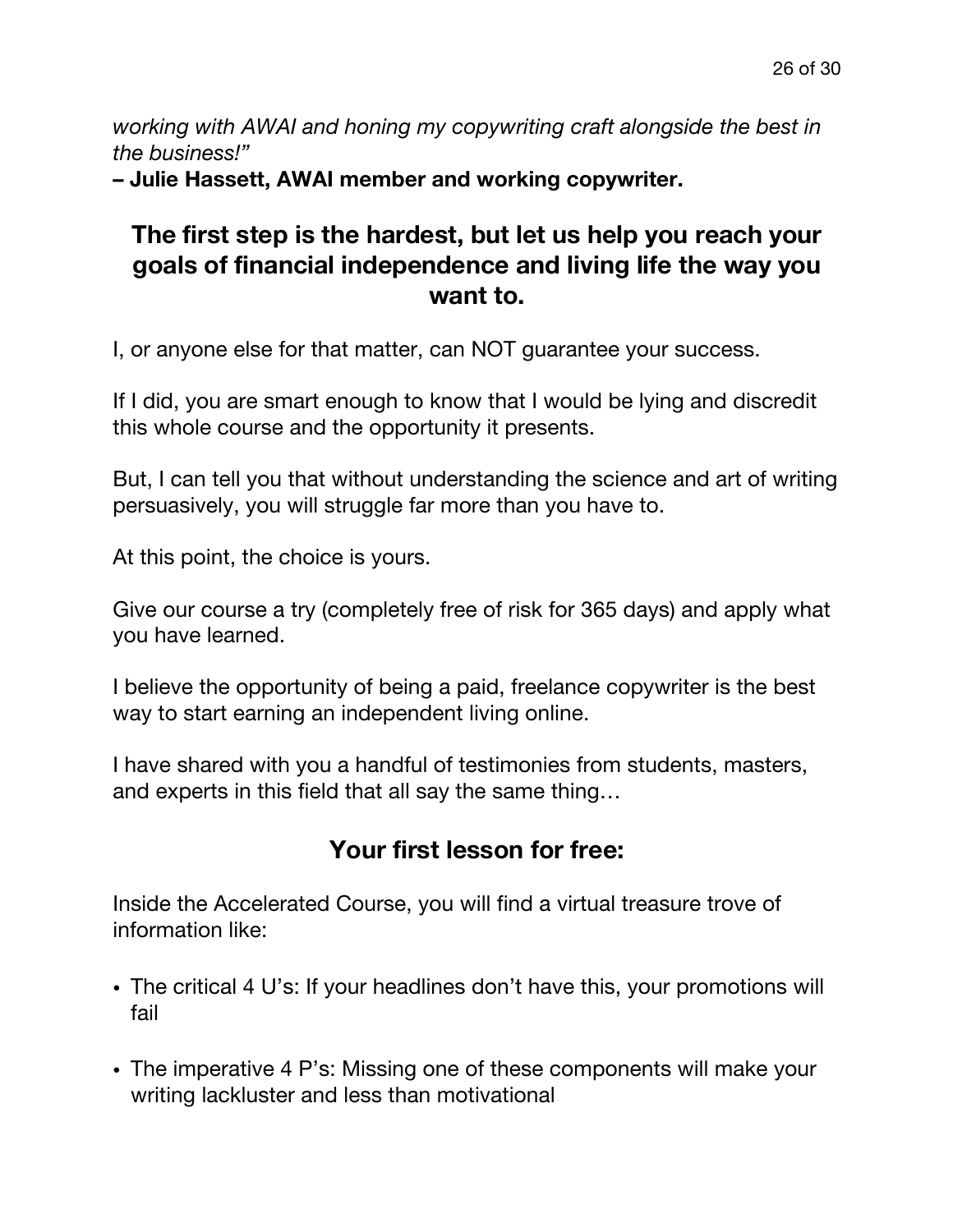*working with AWAI and honing my copywriting craft alongside the best in the business!"*

**– Julie Hassett, AWAI member and working copywriter.**

## The first step is the hardest, but let us help you reach your goals of financial independence and living life the way you want to.

I, or anyone else for that matter, can NOT guarantee your success.

If I did, you are smart enough to know that I would be lying and discredit this whole course and the opportunity it presents.

But, I can tell you that without understanding the science and art of writing persuasively, you will struggle far more than you have to.

At this point, the choice is yours.

Give our course a try (completely free of risk for 365 days) and apply what you have learned.

I believe the opportunity of being a paid, freelance copywriter is the best way to start earning an independent living online.

I have shared with you a handful of testimonies from students, masters, and experts in this field that all say the same thing…

## Your first lesson for free:

Inside the Accelerated Course, you will find a virtual treasure trove of information like:

- The critical 4 U's: If your headlines don't have this, your promotions will fail
- The imperative 4 P's: Missing one of these components will make your writing lackluster and less than motivational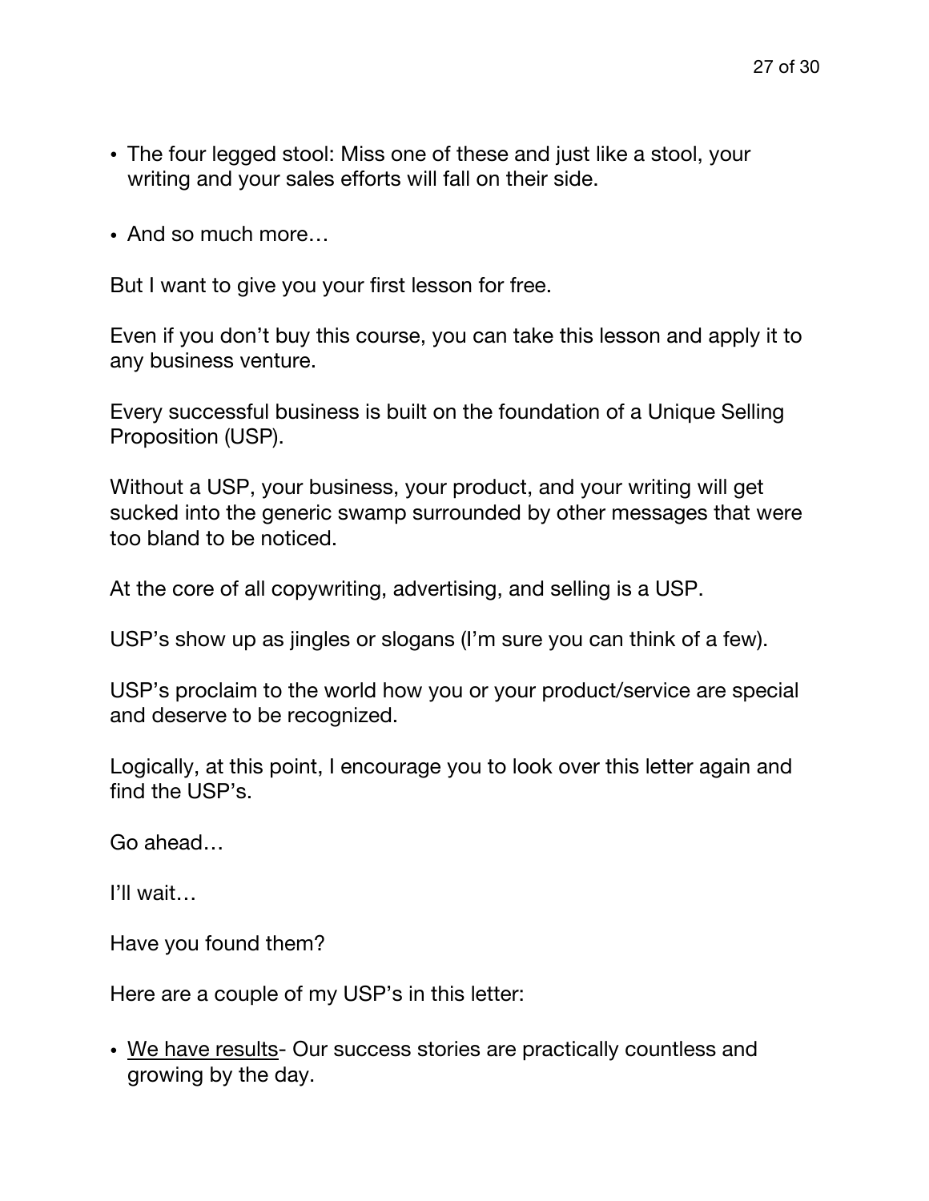- The four legged stool: Miss one of these and just like a stool, your writing and your sales efforts will fall on their side.

- And so much more…

But I want to give you your first lesson for free.

Even if you don't buy this course, you can take this lesson and apply it to any business venture.

Every successful business is built on the foundation of a Unique Selling Proposition (USP).

Without a USP, your business, your product, and your writing will get sucked into the generic swamp surrounded by other messages that were too bland to be noticed.

At the core of all copywriting, advertising, and selling is a USP.

USP's show up as jingles or slogans (I'm sure you can think of a few).

USP's proclaim to the world how you or your product/service are special and deserve to be recognized.

Logically, at this point, I encourage you to look over this letter again and find the USP's.

Go ahead…

I'll wait…

Have you found them?

Here are a couple of my USP's in this letter:

- <u>We have results</u>- Our success stories are practically countless and growing by the day.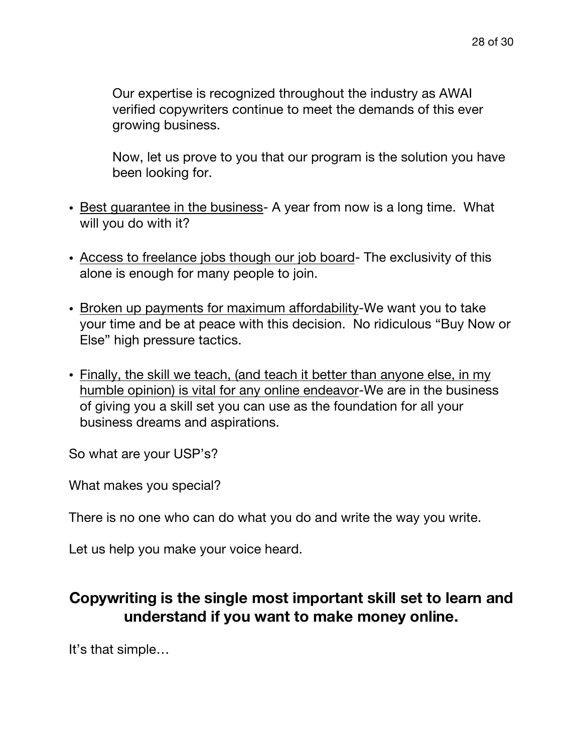> Our expertise is recognized throughout the industry as AWAI verified copywriters continue to meet the demands of this ever growing business.
>
> Now, let us prove to you that our program is the solution you have been looking for.

- <u>Best guarantee in the business</u>- A year from now is a long time. What will you do with it?

- <u>Access to freelance jobs though our job board</u>- The exclusivity of this alone is enough for many people to join.

- <u>Broken up payments for maximum affordability</u>-We want you to take your time and be at peace with this decision. No ridiculous "Buy Now or Else" high pressure tactics.

- <u>Finally, the skill we teach, (and teach it better than anyone else, in my humble opinion) is vital for any online endeavor</u>-We are in the business of giving you a skill set you can use as the foundation for all your business dreams and aspirations.

So what are your USP's?

What makes you special?

There is no one who can do what you do and write the way you write.

Let us help you make your voice heard.

## Copywriting is the single most important skill set to learn and understand if you want to make money online.

It's that simple…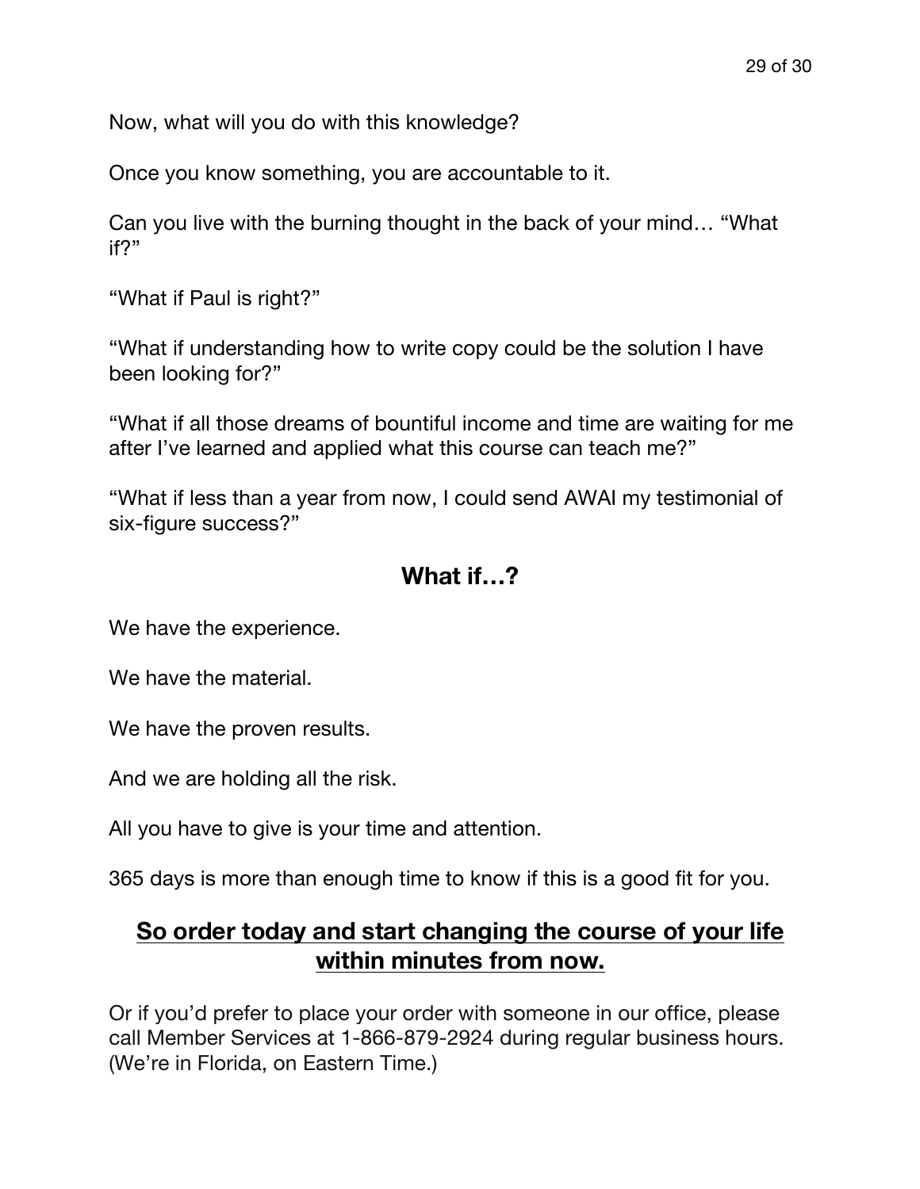Now, what will you do with this knowledge?

Once you know something, you are accountable to it.

Can you live with the burning thought in the back of your mind… "What if?"

"What if Paul is right?"

"What if understanding how to write copy could be the solution I have been looking for?"

"What if all those dreams of bountiful income and time are waiting for me after I've learned and applied what this course can teach me?"

"What if less than a year from now, I could send AWAI my testimonial of six-figure success?"

## What if…?

We have the experience.

We have the material.

We have the proven results.

And we are holding all the risk.

All you have to give is your time and attention.

365 days is more than enough time to know if this is a good fit for you.

## <u>So order today and start changing the course of your life within minutes from now.</u>

Or if you'd prefer to place your order with someone in our office, please call Member Services at 1-866-879-2924 during regular business hours. (We're in Florida, on Eastern Time.)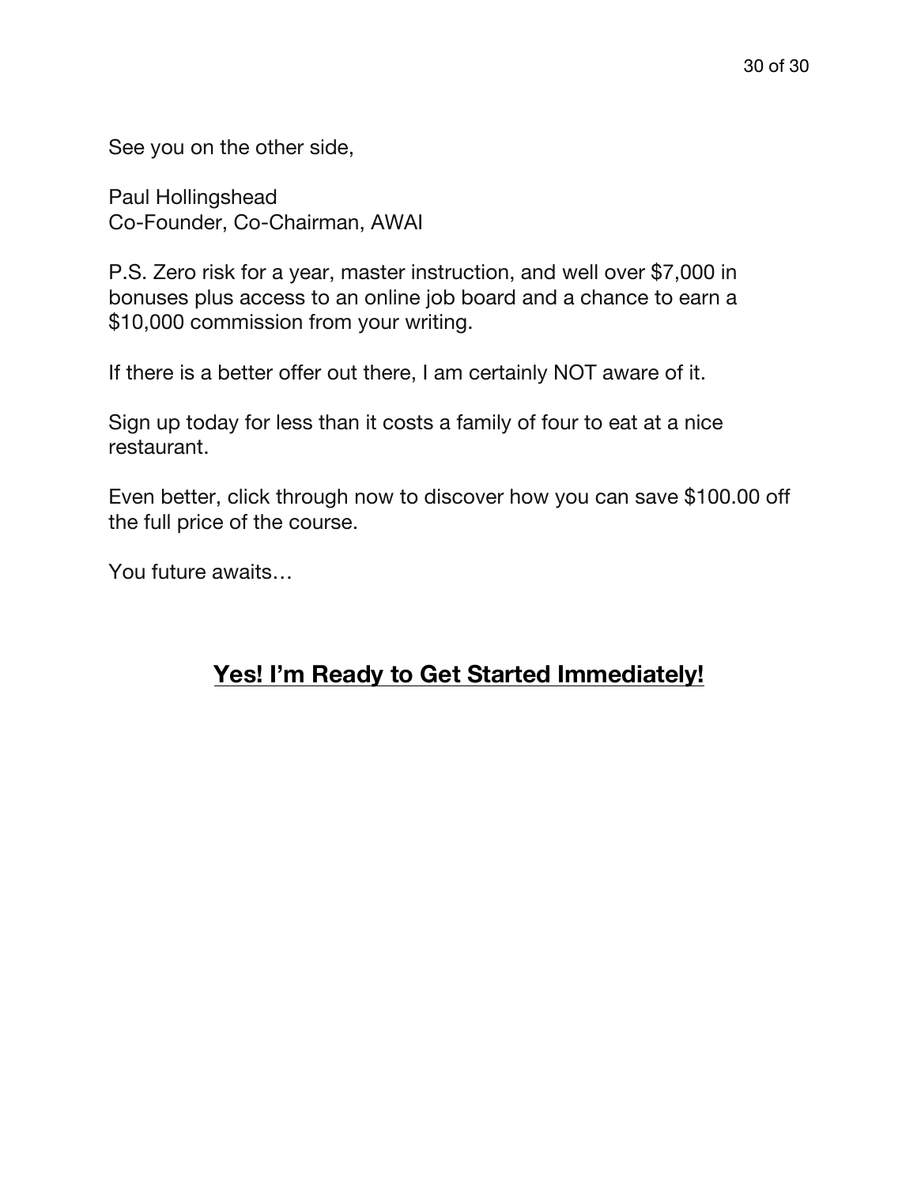See you on the other side,

Paul Hollingshead
Co-Founder, Co-Chairman, AWAI

P.S. Zero risk for a year, master instruction, and well over $7,000 in bonuses plus access to an online job board and a chance to earn a $10,000 commission from your writing.

If there is a better offer out there, I am certainly NOT aware of it.

Sign up today for less than it costs a family of four to eat at a nice restaurant.

Even better, click through now to discover how you can save $100.00 off the full price of the course.

You future awaits…

**Yes! I'm Ready to Get Started Immediately!**